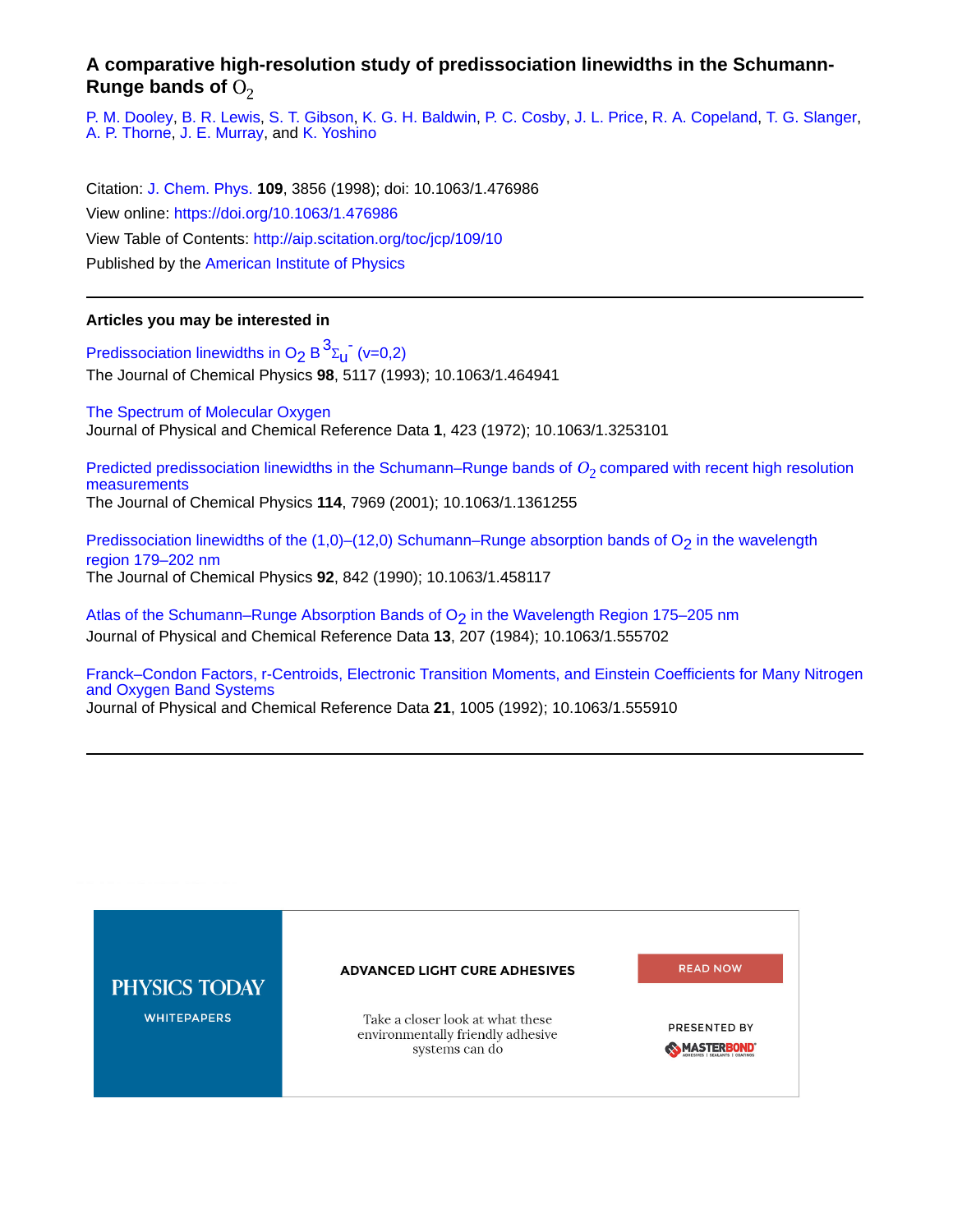# A comparative high-resolution study of predissociation linewidths in the Schumann-Runge bands of $O_2$

P. M. Dooley, B. R. Lewis, S. T. Gibson, K. G. H. Baldwin, P. C. Cosby, J. L. Price, R. A. Copeland, T. G. Slanger, A. P. Thorne, J. E. Murray, and K. Yoshino

Citation: J. Chem. Phys. **109**, 3856 (1998); doi: 10.1063/1.476986

View online: https://doi.org/10.1063/1.476986

View Table of Contents: http://aip.scitation.org/toc/jcp/109/10

Published by the American Institute of Physics

---

### Articles you may be interested in

Predissociation linewidths in $O_2$ $B\,^3\Sigma_u^-$ (v=0,2)
The Journal of Chemical Physics **98**, 5117 (1993); 10.1063/1.464941

The Spectrum of Molecular Oxygen
Journal of Physical and Chemical Reference Data **1**, 423 (1972); 10.1063/1.3253101

Predicted predissociation linewidths in the Schumann–Runge bands of $O_2$ compared with recent high resolution measurements
The Journal of Chemical Physics **114**, 7969 (2001); 10.1063/1.1361255

Predissociation linewidths of the (1,0)–(12,0) Schumann–Runge absorption bands of $O_2$ in the wavelength region 179–202 nm
The Journal of Chemical Physics **92**, 842 (1990); 10.1063/1.458117

Atlas of the Schumann–Runge Absorption Bands of $O_2$ in the Wavelength Region 175–205 nm
Journal of Physical and Chemical Reference Data **13**, 207 (1984); 10.1063/1.555702

Franck–Condon Factors, r-Centroids, Electronic Transition Moments, and Einstein Coefficients for Many Nitrogen and Oxygen Band Systems
Journal of Physical and Chemical Reference Data **21**, 1005 (1992); 10.1063/1.555910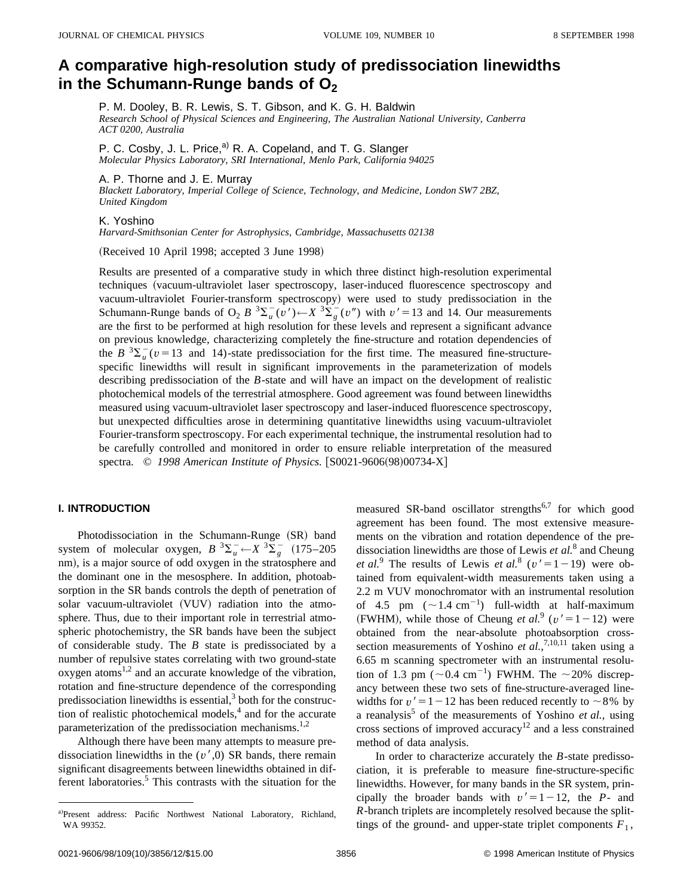# A comparative high-resolution study of predissociation linewidths in the Schumann-Runge bands of $O_2$

P. M. Dooley, B. R. Lewis, S. T. Gibson, and K. G. H. Baldwin
*Research School of Physical Sciences and Engineering, The Australian National University, Canberra ACT 0200, Australia*

P. C. Cosby, J. L. Price,[a] R. A. Copeland, and T. G. Slanger
*Molecular Physics Laboratory, SRI International, Menlo Park, California 94025*

A. P. Thorne and J. E. Murray
*Blackett Laboratory, Imperial College of Science, Technology, and Medicine, London SW7 2BZ, United Kingdom*

K. Yoshino
*Harvard-Smithsonian Center for Astrophysics, Cambridge, Massachusetts 02138*

(Received 10 April 1998; accepted 3 June 1998)

Results are presented of a comparative study in which three distinct high-resolution experimental techniques (vacuum-ultraviolet laser spectroscopy, laser-induced fluorescence spectroscopy and vacuum-ultraviolet Fourier-transform spectroscopy) were used to study predissociation in the Schumann-Runge bands of $O_2$ $B\,^3\Sigma_u^-(v') \leftarrow X\,^3\Sigma_g^-(v'')$ with $v' = 13$ and 14. Our measurements are the first to be performed at high resolution for these levels and represent a significant advance on previous knowledge, characterizing completely the fine-structure and rotation dependencies of the $B\,^3\Sigma_u^-(v = 13$ and $14)$-state predissociation for the first time. The measured fine-structure-specific linewidths will result in significant improvements in the parameterization of models describing predissociation of the $B$-state and will have an impact on the development of realistic photochemical models of the terrestrial atmosphere. Good agreement was found between linewidths measured using vacuum-ultraviolet laser spectroscopy and laser-induced fluorescence spectroscopy, but unexpected difficulties arose in determining quantitative linewidths using vacuum-ultraviolet Fourier-transform spectroscopy. For each experimental technique, the instrumental resolution had to be carefully controlled and monitored in order to ensure reliable interpretation of the measured spectra. © *1998 American Institute of Physics.* [S0021-9606(98)00734-X]

## I. INTRODUCTION

Photodissociation in the Schumann-Runge (SR) band system of molecular oxygen, $B\,^3\Sigma_u^- \leftarrow X\,^3\Sigma_g^-$ (175–205 nm), is a major source of odd oxygen in the stratosphere and the dominant one in the mesosphere. In addition, photoabsorption in the SR bands controls the depth of penetration of solar vacuum-ultraviolet (VUV) radiation into the atmosphere. Thus, due to their important role in terrestrial atmospheric photochemistry, the SR bands have been the subject of considerable study. The $B$ state is predissociated by a number of repulsive states correlating with two ground-state oxygen atoms[1,2] and an accurate knowledge of the vibration, rotation and fine-structure dependence of the corresponding predissociation linewidths is essential,[3] both for the construction of realistic photochemical models,[4] and for the accurate parameterization of the predissociation mechanisms.[1,2]

Although there have been many attempts to measure predissociation linewidths in the $(v',0)$ SR bands, there remain significant disagreements between linewidths obtained in different laboratories.[5] This contrasts with the situation for the measured SR-band oscillator strengths[6,7] for which good agreement has been found. The most extensive measurements on the vibration and rotation dependence of the predissociation linewidths are those of Lewis *et al.*[8] and Cheung *et al.*[9] The results of Lewis *et al.*[8] ($v' = 1-19$) were obtained from equivalent-width measurements taken using a 2.2 m VUV monochromator with an instrumental resolution of 4.5 pm ($\sim 1.4$ cm$^{-1}$) full-width at half-maximum (FWHM), while those of Cheung *et al.*[9] ($v' = 1-12$) were obtained from the near-absolute photoabsorption cross-section measurements of Yoshino *et al.*,[7,10,11] taken using a 6.65 m scanning spectrometer with an instrumental resolution of 1.3 pm ($\sim 0.4$ cm$^{-1}$) FWHM. The $\sim 20\%$ discrepancy between these two sets of fine-structure-averaged linewidths for $v' = 1-12$ has been reduced recently to $\sim 8\%$ by a reanalysis[5] of the measurements of Yoshino *et al.*, using cross sections of improved accuracy[12] and a less constrained method of data analysis.

In order to characterize accurately the $B$-state predissociation, it is preferable to measure fine-structure-specific linewidths. However, for many bands in the SR system, principally the broader bands with $v' = 1-12$, the $P$- and $R$-branch triplets are incompletely resolved because the splittings of the ground- and upper-state triplet components $F_1$,

[a] Present address: Pacific Northwest National Laboratory, Richland, WA 99352.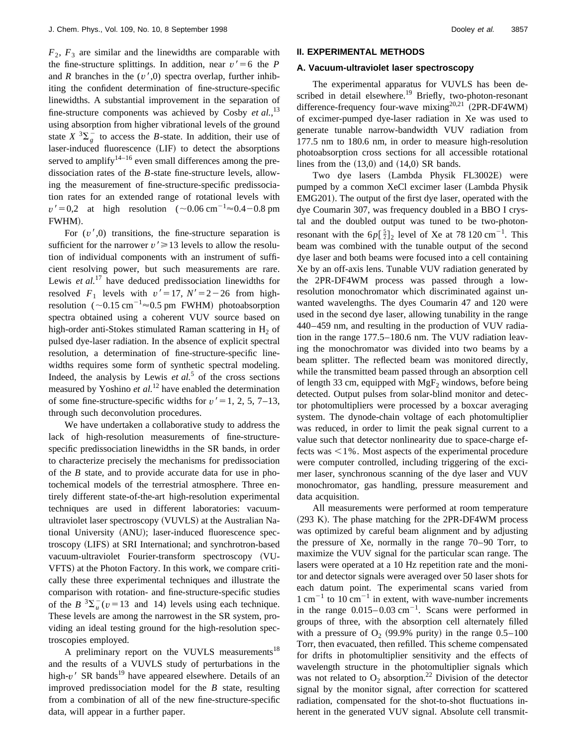$F_2$, $F_3$ are similar and the linewidths are comparable with the fine-structure splittings. In addition, near $v'=6$ the $P$ and $R$ branches in the $(v',0)$ spectra overlap, further inhibiting the confident determination of fine-structure-specific linewidths. A substantial improvement in the separation of fine-structure components was achieved by Cosby *et al.*,[13] using absorption from higher vibrational levels of the ground state $X\,^3\Sigma_g^-$ to access the $B$-state. In addition, their use of laser-induced fluorescence (LIF) to detect the absorptions served to amplify[14–16] even small differences among the predissociation rates of the $B$-state fine-structure levels, allowing the measurement of fine-structure-specific predissociation rates for an extended range of rotational levels with $v'=0,2$ at high resolution ($\sim 0.06\ \mathrm{cm}^{-1} \approx 0.4-0.8$ pm FWHM).

For $(v',0)$ transitions, the fine-structure separation is sufficient for the narrower $v' \geq 13$ levels to allow the resolution of individual components with an instrument of sufficient resolving power, but such measurements are rare. Lewis *et al.*[17] have deduced predissociation linewidths for resolved $F_1$ levels with $v'=17$, $N'=2-26$ from high-resolution ($\sim 0.15\ \mathrm{cm}^{-1} \approx 0.5$ pm FWHM) photoabsorption spectra obtained using a coherent VUV source based on high-order anti-Stokes stimulated Raman scattering in $H_2$ of pulsed dye-laser radiation. In the absence of explicit spectral resolution, a determination of fine-structure-specific linewidths requires some form of synthetic spectral modeling. Indeed, the analysis by Lewis *et al.*[5] of the cross sections measured by Yoshino *et al.*[12] have enabled the determination of some fine-structure-specific widths for $v'=1$, 2, 5, 7–13, through such deconvolution procedures.

We have undertaken a collaborative study to address the lack of high-resolution measurements of fine-structure-specific predissociation linewidths in the SR bands, in order to characterize precisely the mechanisms for predissociation of the $B$ state, and to provide accurate data for use in photochemical models of the terrestrial atmosphere. Three entirely different state-of-the-art high-resolution experimental techniques are used in different laboratories: vacuum-ultraviolet laser spectroscopy (VUVLS) at the Australian National University (ANU); laser-induced fluorescence spectroscopy (LIFS) at SRI International; and synchrotron-based vacuum-ultraviolet Fourier-transform spectroscopy (VUVFTS) at the Photon Factory. In this work, we compare critically these three experimental techniques and illustrate the comparison with rotation- and fine-structure-specific studies of the $B\,^3\Sigma_u^-(v=13$ and 14) levels using each technique. These levels are among the narrowest in the SR system, providing an ideal testing ground for the high-resolution spectroscopies employed.

A preliminary report on the VUVLS measurements[18] and the results of a VUVLS study of perturbations in the high-$v'$ SR bands[19] have appeared elsewhere. Details of an improved predissociation model for the $B$ state, resulting from a combination of all of the new fine-structure-specific data, will appear in a further paper.

## II. EXPERIMENTAL METHODS

### A. Vacuum-ultraviolet laser spectroscopy

The experimental apparatus for VUVLS has been described in detail elsewhere.[19] Briefly, two-photon-resonant difference-frequency four-wave mixing[20,21] (2PR-DF4WM) of excimer-pumped dye-laser radiation in Xe was used to generate tunable narrow-bandwidth VUV radiation from 177.5 nm to 180.6 nm, in order to measure high-resolution photoabsorption cross sections for all accessible rotational lines from the (13,0) and (14,0) SR bands.

Two dye lasers (Lambda Physik FL3002E) were pumped by a common XeCl excimer laser (Lambda Physik EMG201). The output of the first dye laser, operated with the dye Coumarin 307, was frequency doubled in a BBO I crystal and the doubled output was tuned to be two-photon-resonant with the $6p[\frac{5}{2}]_2$ level of Xe at 78 120 $\mathrm{cm}^{-1}$. This beam was combined with the tunable output of the second dye laser and both beams were focused into a cell containing Xe by an off-axis lens. Tunable VUV radiation generated by the 2PR-DF4WM process was passed through a low-resolution monochromator which discriminated against unwanted wavelengths. The dyes Coumarin 47 and 120 were used in the second dye laser, allowing tunability in the range 440–459 nm, and resulting in the production of VUV radiation in the range 177.5–180.6 nm. The VUV radiation leaving the monochromator was divided into two beams by a beam splitter. The reflected beam was monitored directly, while the transmitted beam passed through an absorption cell of length 33 cm, equipped with $MgF_2$ windows, before being detected. Output pulses from solar-blind monitor and detector photomultipliers were processed by a boxcar averaging system. The dynode-chain voltage of each photomultiplier was reduced, in order to limit the peak signal current to a value such that detector nonlinearity due to space-charge effects was <1%. Most aspects of the experimental procedure were computer controlled, including triggering of the excimer laser, synchronous scanning of the dye laser and VUV monochromator, gas handling, pressure measurement and data acquisition.

All measurements were performed at room temperature (293 K). The phase matching for the 2PR-DF4WM process was optimized by careful beam alignment and by adjusting the pressure of Xe, normally in the range 70–90 Torr, to maximize the VUV signal for the particular scan range. The lasers were operated at a 10 Hz repetition rate and the monitor and detector signals were averaged over 50 laser shots for each datum point. The experimental scans varied from 1 $\mathrm{cm}^{-1}$ to 10 $\mathrm{cm}^{-1}$ in extent, with wave-number increments in the range 0.015–0.03 $\mathrm{cm}^{-1}$. Scans were performed in groups of three, with the absorption cell alternately filled with a pressure of $O_2$ (99.9% purity) in the range 0.5–100 Torr, then evacuated, then refilled. This scheme compensated for drifts in photomultiplier sensitivity and the effects of wavelength structure in the photomultiplier signals which was not related to $O_2$ absorption.[22] Division of the detector signal by the monitor signal, after correction for scattered radiation, compensated for the shot-to-shot fluctuations inherent in the generated VUV signal. Absolute cell transmit-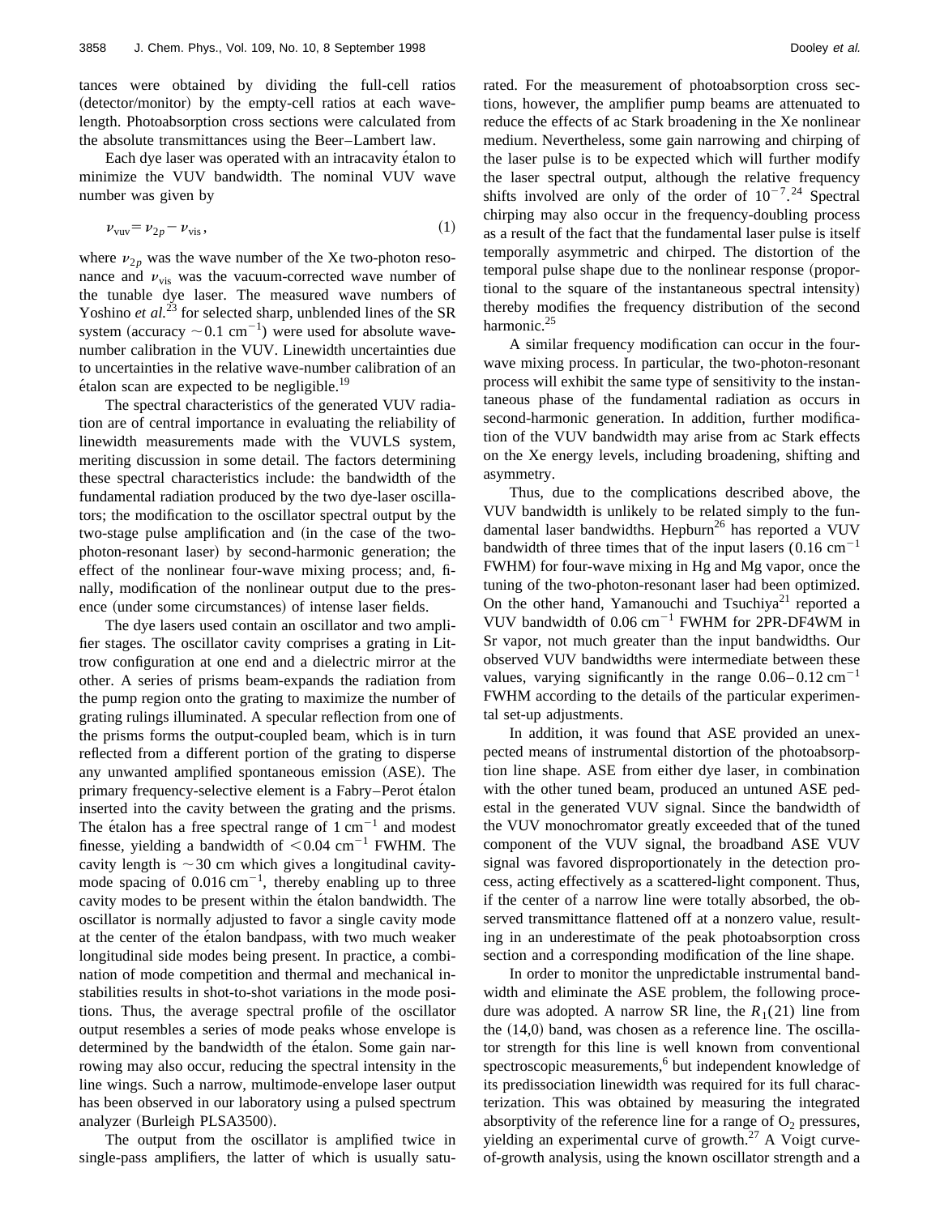tances were obtained by dividing the full-cell ratios (detector/monitor) by the empty-cell ratios at each wavelength. Photoabsorption cross sections were calculated from the absolute transmittances using the Beer–Lambert law.

Each dye laser was operated with an intracavity étalon to minimize the VUV bandwidth. The nominal VUV wave number was given by

$$\nu_{\mathrm{vuv}} = \nu_{2p} - \nu_{\mathrm{vis}}, \tag{1}$$

where $\nu_{2p}$ was the wave number of the Xe two-photon resonance and $\nu_{\mathrm{vis}}$ was the vacuum-corrected wave number of the tunable dye laser. The measured wave numbers of Yoshino *et al.*[23] for selected sharp, unblended lines of the SR system (accuracy $\sim 0.1\ \mathrm{cm}^{-1}$) were used for absolute wave-number calibration in the VUV. Linewidth uncertainties due to uncertainties in the relative wave-number calibration of an étalon scan are expected to be negligible.[19]

The spectral characteristics of the generated VUV radiation are of central importance in evaluating the reliability of linewidth measurements made with the VUVLS system, meriting discussion in some detail. The factors determining these spectral characteristics include: the bandwidth of the fundamental radiation produced by the two dye-laser oscillators; the modification to the oscillator spectral output by the two-stage pulse amplification and (in the case of the two-photon-resonant laser) by second-harmonic generation; the effect of the nonlinear four-wave mixing process; and, finally, modification of the nonlinear output due to the presence (under some circumstances) of intense laser fields.

The dye lasers used contain an oscillator and two amplifier stages. The oscillator cavity comprises a grating in Littrow configuration at one end and a dielectric mirror at the other. A series of prisms beam-expands the radiation from the pump region onto the grating to maximize the number of grating rulings illuminated. A specular reflection from one of the prisms forms the output-coupled beam, which is in turn reflected from a different portion of the grating to disperse any unwanted amplified spontaneous emission (ASE). The primary frequency-selective element is a Fabry–Perot étalon inserted into the cavity between the grating and the prisms. The étalon has a free spectral range of $1\ \mathrm{cm}^{-1}$ and modest finesse, yielding a bandwidth of $<0.04\ \mathrm{cm}^{-1}$ FWHM. The cavity length is $\sim 30$ cm which gives a longitudinal cavity-mode spacing of $0.016\ \mathrm{cm}^{-1}$, thereby enabling up to three cavity modes to be present within the étalon bandwidth. The oscillator is normally adjusted to favor a single cavity mode at the center of the étalon bandpass, with two much weaker longitudinal side modes being present. In practice, a combination of mode competition and thermal and mechanical instabilities results in shot-to-shot variations in the mode positions. Thus, the average spectral profile of the oscillator output resembles a series of mode peaks whose envelope is determined by the bandwidth of the étalon. Some gain narrowing may also occur, reducing the spectral intensity in the line wings. Such a narrow, multimode-envelope laser output has been observed in our laboratory using a pulsed spectrum analyzer (Burleigh PLSA3500).

The output from the oscillator is amplified twice in single-pass amplifiers, the latter of which is usually saturated. For the measurement of photoabsorption cross sections, however, the amplifier pump beams are attenuated to reduce the effects of ac Stark broadening in the Xe nonlinear medium. Nevertheless, some gain narrowing and chirping of the laser pulse is to be expected which will further modify the laser spectral output, although the relative frequency shifts involved are only of the order of $10^{-7}$.[24] Spectral chirping may also occur in the frequency-doubling process as a result of the fact that the fundamental laser pulse is itself temporally asymmetric and chirped. The distortion of the temporal pulse shape due to the nonlinear response (proportional to the square of the instantaneous spectral intensity) thereby modifies the frequency distribution of the second harmonic.[25]

A similar frequency modification can occur in the four-wave mixing process. In particular, the two-photon-resonant process will exhibit the same type of sensitivity to the instantaneous phase of the fundamental radiation as occurs in second-harmonic generation. In addition, further modification of the VUV bandwidth may arise from ac Stark effects on the Xe energy levels, including broadening, shifting and asymmetry.

Thus, due to the complications described above, the VUV bandwidth is unlikely to be related simply to the fundamental laser bandwidths. Hepburn[26] has reported a VUV bandwidth of three times that of the input lasers ($0.16\ \mathrm{cm}^{-1}$ FWHM) for four-wave mixing in Hg and Mg vapor, once the tuning of the two-photon-resonant laser had been optimized. On the other hand, Yamanouchi and Tsuchiya[21] reported a VUV bandwidth of $0.06\ \mathrm{cm}^{-1}$ FWHM for 2PR-DF4WM in Sr vapor, not much greater than the input bandwidths. Our observed VUV bandwidths were intermediate between these values, varying significantly in the range $0.06–0.12\ \mathrm{cm}^{-1}$ FWHM according to the details of the particular experimental set-up adjustments.

In addition, it was found that ASE provided an unexpected means of instrumental distortion of the photoabsorption line shape. ASE from either dye laser, in combination with the other tuned beam, produced an untuned ASE pedestal in the generated VUV signal. Since the bandwidth of the VUV monochromator greatly exceeded that of the tuned component of the VUV signal, the broadband ASE VUV signal was favored disproportionately in the detection process, acting effectively as a scattered-light component. Thus, if the center of a narrow line were totally absorbed, the observed transmittance flattened off at a nonzero value, resulting in an underestimate of the peak photoabsorption cross section and a corresponding modification of the line shape.

In order to monitor the unpredictable instrumental bandwidth and eliminate the ASE problem, the following procedure was adopted. A narrow SR line, the $R_1(21)$ line from the (14,0) band, was chosen as a reference line. The oscillator strength for this line is well known from conventional spectroscopic measurements,[6] but independent knowledge of its predissociation linewidth was required for its full characterization. This was obtained by measuring the integrated absorptivity of the reference line for a range of $O_2$ pressures, yielding an experimental curve of growth.[27] A Voigt curve-of-growth analysis, using the known oscillator strength and a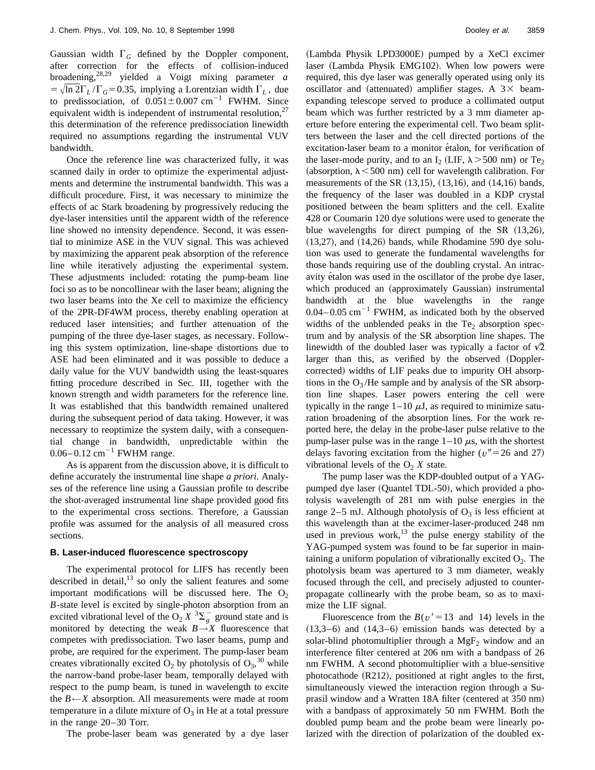Gaussian width $\Gamma_G$ defined by the Doppler component, after correction for the effects of collision-induced broadening,[28,29] yielded a Voigt mixing parameter $a = \sqrt{\ln 2}\Gamma_L/\Gamma_G = 0.35$, implying a Lorentzian width $\Gamma_L$, due to predissociation, of $0.051 \pm 0.007\ \mathrm{cm}^{-1}$ FWHM. Since equivalent width is independent of instrumental resolution,[27] this determination of the reference predissociation linewidth required no assumptions regarding the instrumental VUV bandwidth.

Once the reference line was characterized fully, it was scanned daily in order to optimize the experimental adjustments and determine the instrumental bandwidth. This was a difficult procedure. First, it was necessary to minimize the effects of ac Stark broadening by progressively reducing the dye-laser intensities until the apparent width of the reference line showed no intensity dependence. Second, it was essential to minimize ASE in the VUV signal. This was achieved by maximizing the apparent peak absorption of the reference line while iteratively adjusting the experimental system. These adjustments included: rotating the pump-beam line foci so as to be noncollinear with the laser beam; aligning the two laser beams into the Xe cell to maximize the efficiency of the 2PR-DF4WM process, thereby enabling operation at reduced laser intensities; and further attenuation of the pumping of the three dye-laser stages, as necessary. Following this system optimization, line-shape distortions due to ASE had been eliminated and it was possible to deduce a daily value for the VUV bandwidth using the least-squares fitting procedure described in Sec. III, together with the known strength and width parameters for the reference line. It was established that this bandwidth remained unaltered during the subsequent period of data taking. However, it was necessary to reoptimize the system daily, with a consequential change in bandwidth, unpredictable within the $0.06–0.12\ \mathrm{cm}^{-1}$ FWHM range.

As is apparent from the discussion above, it is difficult to define accurately the instrumental line shape *a priori*. Analyses of the reference line using a Gaussian profile to describe the shot-averaged instrumental line shape provided good fits to the experimental cross sections. Therefore, a Gaussian profile was assumed for the analysis of all measured cross sections.

### B. Laser-induced fluorescence spectroscopy

The experimental protocol for LIFS has recently been described in detail,[13] so only the salient features and some important modifications will be discussed here. The $O_2$ $B$-state level is excited by single-photon absorption from an excited vibrational level of the $O_2$ $X\ ^3\Sigma_g^-$ ground state and is monitored by detecting the weak $B \rightarrow X$ fluorescence that competes with predissociation. Two laser beams, pump and probe, are required for the experiment. The pump-laser beam creates vibrationally excited $O_2$ by photolysis of $O_3$,[30] while the narrow-band probe-laser beam, temporally delayed with respect to the pump beam, is tuned in wavelength to excite the $B \leftarrow X$ absorption. All measurements were made at room temperature in a dilute mixture of $O_3$ in He at a total pressure in the range 20–30 Torr.

The probe-laser beam was generated by a dye laser (Lambda Physik LPD3000E) pumped by a XeCl excimer laser (Lambda Physik EMG102). When low powers were required, this dye laser was generally operated using only its oscillator and (attenuated) amplifier stages. A $3\times$ beam-expanding telescope served to produce a collimated output beam which was further restricted by a 3 mm diameter aperture before entering the experimental cell. Two beam splitters between the laser and the cell directed portions of the excitation-laser beam to a monitor étalon, for verification of the laser-mode purity, and to an $I_2$ (LIF, $\lambda > 500$ nm) or $Te_2$ (absorption, $\lambda < 500$ nm) cell for wavelength calibration. For measurements of the SR (13,15), (13,16), and (14,16) bands, the frequency of the laser was doubled in a KDP crystal positioned between the beam splitters and the cell. Exalite 428 or Coumarin 120 dye solutions were used to generate the blue wavelengths for direct pumping of the SR (13,26), (13,27), and (14,26) bands, while Rhodamine 590 dye solution was used to generate the fundamental wavelengths for those bands requiring use of the doubling crystal. An intracavity étalon was used in the oscillator of the probe dye laser, which produced an (approximately Gaussian) instrumental bandwidth at the blue wavelengths in the range $0.04–0.05\ \mathrm{cm}^{-1}$ FWHM, as indicated both by the observed widths of the unblended peaks in the $Te_2$ absorption spectrum and by analysis of the SR absorption line shapes. The linewidth of the doubled laser was typically a factor of $\sqrt{2}$ larger than this, as verified by the observed (Doppler-corrected) widths of LIF peaks due to impurity OH absorptions in the $O_3$/He sample and by analysis of the SR absorption line shapes. Laser powers entering the cell were typically in the range 1–10 $\mu$J, as required to minimize saturation broadening of the absorption lines. For the work reported here, the delay in the probe-laser pulse relative to the pump-laser pulse was in the range 1–10 $\mu$s, with the shortest delays favoring excitation from the higher ($v''=26$ and 27) vibrational levels of the $O_2$ $X$ state.

The pump laser was the KDP-doubled output of a YAG-pumped dye laser (Quantel TDL-50), which provided a photolysis wavelength of 281 nm with pulse energies in the range 2–5 mJ. Although photolysis of $O_3$ is less efficient at this wavelength than at the excimer-laser-produced 248 nm used in previous work,[13] the pulse energy stability of the YAG-pumped system was found to be far superior in maintaining a uniform population of vibrationally excited $O_2$. The photolysis beam was apertured to 3 mm diameter, weakly focused through the cell, and precisely adjusted to counter-propagate collinearly with the probe beam, so as to maximize the LIF signal.

Fluorescence from the $B(v'=13$ and $14)$ levels in the (13,3–6) and (14,3–6) emission bands was detected by a solar-blind photomultiplier through a $MgF_2$ window and an interference filter centered at 206 nm with a bandpass of 26 nm FWHM. A second photomultiplier with a blue-sensitive photocathode (R212), positioned at right angles to the first, simultaneously viewed the interaction region through a Suprasil window and a Wratten 18A filter (centered at 350 nm) with a bandpass of approximately 50 nm FWHM. Both the doubled pump beam and the probe beam were linearly polarized with the direction of polarization of the doubled ex-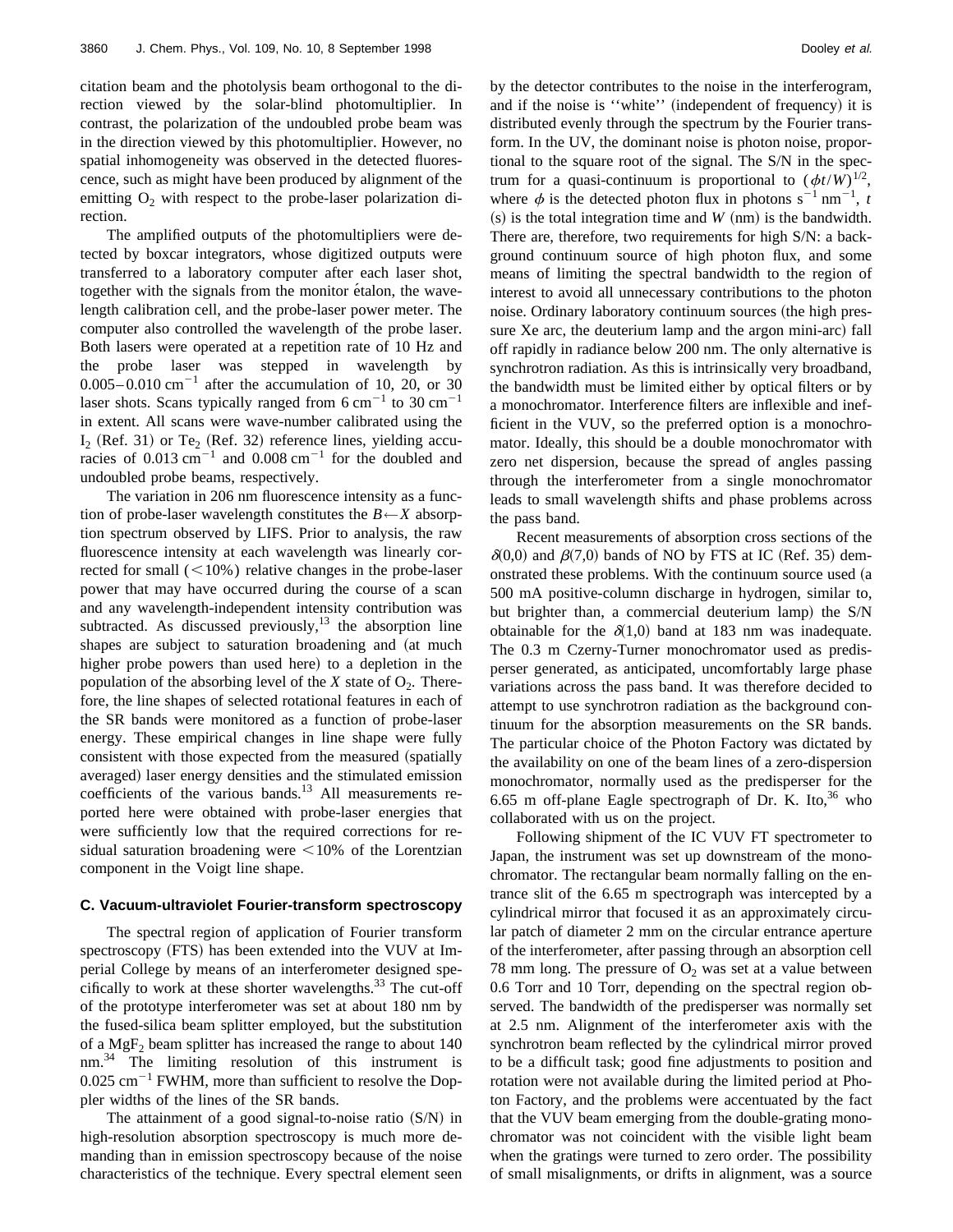citation beam and the photolysis beam orthogonal to the direction viewed by the solar-blind photomultiplier. In contrast, the polarization of the undoubled probe beam was in the direction viewed by this photomultiplier. However, no spatial inhomogeneity was observed in the detected fluorescence, such as might have been produced by alignment of the emitting $O_2$ with respect to the probe-laser polarization direction.

The amplified outputs of the photomultipliers were detected by boxcar integrators, whose digitized outputs were transferred to a laboratory computer after each laser shot, together with the signals from the monitor étalon, the wavelength calibration cell, and the probe-laser power meter. The computer also controlled the wavelength of the probe laser. Both lasers were operated at a repetition rate of 10 Hz and the probe laser was stepped in wavelength by 0.005–0.010 $\mathrm{cm}^{-1}$ after the accumulation of 10, 20, or 30 laser shots. Scans typically ranged from 6 $\mathrm{cm}^{-1}$ to 30 $\mathrm{cm}^{-1}$ in extent. All scans were wave-number calibrated using the $I_2$ (Ref. 31) or $Te_2$ (Ref. 32) reference lines, yielding accuracies of 0.013 $\mathrm{cm}^{-1}$ and 0.008 $\mathrm{cm}^{-1}$ for the doubled and undoubled probe beams, respectively.

The variation in 206 nm fluorescence intensity as a function of probe-laser wavelength constitutes the $B \leftarrow X$ absorption spectrum observed by LIFS. Prior to analysis, the raw fluorescence intensity at each wavelength was linearly corrected for small ($<10\%$) relative changes in the probe-laser power that may have occurred during the course of a scan and any wavelength-independent intensity contribution was subtracted. As discussed previously,[13] the absorption line shapes are subject to saturation broadening and (at much higher probe powers than used here) to a depletion in the population of the absorbing level of the $X$ state of $O_2$. Therefore, the line shapes of selected rotational features in each of the SR bands were monitored as a function of probe-laser energy. These empirical changes in line shape were fully consistent with those expected from the measured (spatially averaged) laser energy densities and the stimulated emission coefficients of the various bands.[13] All measurements reported here were obtained with probe-laser energies that were sufficiently low that the required corrections for residual saturation broadening were $<10\%$ of the Lorentzian component in the Voigt line shape.

### C. Vacuum-ultraviolet Fourier-transform spectroscopy

The spectral region of application of Fourier transform spectroscopy (FTS) has been extended into the VUV at Imperial College by means of an interferometer designed specifically to work at these shorter wavelengths.[33] The cut-off of the prototype interferometer was set at about 180 nm by the fused-silica beam splitter employed, but the substitution of a $MgF_2$ beam splitter has increased the range to about 140 nm.[34] The limiting resolution of this instrument is 0.025 $\mathrm{cm}^{-1}$ FWHM, more than sufficient to resolve the Doppler widths of the lines of the SR bands.

The attainment of a good signal-to-noise ratio (S/N) in high-resolution absorption spectroscopy is much more demanding than in emission spectroscopy because of the noise characteristics of the technique. Every spectral element seen by the detector contributes to the noise in the interferogram, and if the noise is ''white'' (independent of frequency) it is distributed evenly through the spectrum by the Fourier transform. In the UV, the dominant noise is photon noise, proportional to the square root of the signal. The S/N in the spectrum for a quasi-continuum is proportional to $(\phi t/W)^{1/2}$, where $\phi$ is the detected photon flux in photons $\mathrm{s}^{-1}\,\mathrm{nm}^{-1}$, $t$ (s) is the total integration time and $W$ (nm) is the bandwidth. There are, therefore, two requirements for high S/N: a background continuum source of high photon flux, and some means of limiting the spectral bandwidth to the region of interest to avoid all unnecessary contributions to the photon noise. Ordinary laboratory continuum sources (the high pressure Xe arc, the deuterium lamp and the argon mini-arc) fall off rapidly in radiance below 200 nm. The only alternative is synchrotron radiation. As this is intrinsically very broadband, the bandwidth must be limited either by optical filters or by a monochromator. Interference filters are inflexible and inefficient in the VUV, so the preferred option is a monochromator. Ideally, this should be a double monochromator with zero net dispersion, because the spread of angles passing through the interferometer from a single monochromator leads to small wavelength shifts and phase problems across the pass band.

Recent measurements of absorption cross sections of the $\delta(0,0)$ and $\beta(7,0)$ bands of NO by FTS at IC (Ref. 35) demonstrated these problems. With the continuum source used (a 500 mA positive-column discharge in hydrogen, similar to, but brighter than, a commercial deuterium lamp) the S/N obtainable for the $\delta(1,0)$ band at 183 nm was inadequate. The 0.3 m Czerny-Turner monochromator used as predisperser generated, as anticipated, uncomfortably large phase variations across the pass band. It was therefore decided to attempt to use synchrotron radiation as the background continuum for the absorption measurements on the SR bands. The particular choice of the Photon Factory was dictated by the availability on one of the beam lines of a zero-dispersion monochromator, normally used as the predisperser for the 6.65 m off-plane Eagle spectrograph of Dr. K. Ito,[36] who collaborated with us on the project.

Following shipment of the IC VUV FT spectrometer to Japan, the instrument was set up downstream of the monochromator. The rectangular beam normally falling on the entrance slit of the 6.65 m spectrograph was intercepted by a cylindrical mirror that focused it as an approximately circular patch of diameter 2 mm on the circular entrance aperture of the interferometer, after passing through an absorption cell 78 mm long. The pressure of $O_2$ was set at a value between 0.6 Torr and 10 Torr, depending on the spectral region observed. The bandwidth of the predisperser was normally set at 2.5 nm. Alignment of the interferometer axis with the synchrotron beam reflected by the cylindrical mirror proved to be a difficult task; good fine adjustments to position and rotation were not available during the limited period at Photon Factory, and the problems were accentuated by the fact that the VUV beam emerging from the double-grating monochromator was not coincident with the visible light beam when the gratings were turned to zero order. The possibility of small misalignments, or drifts in alignment, was a source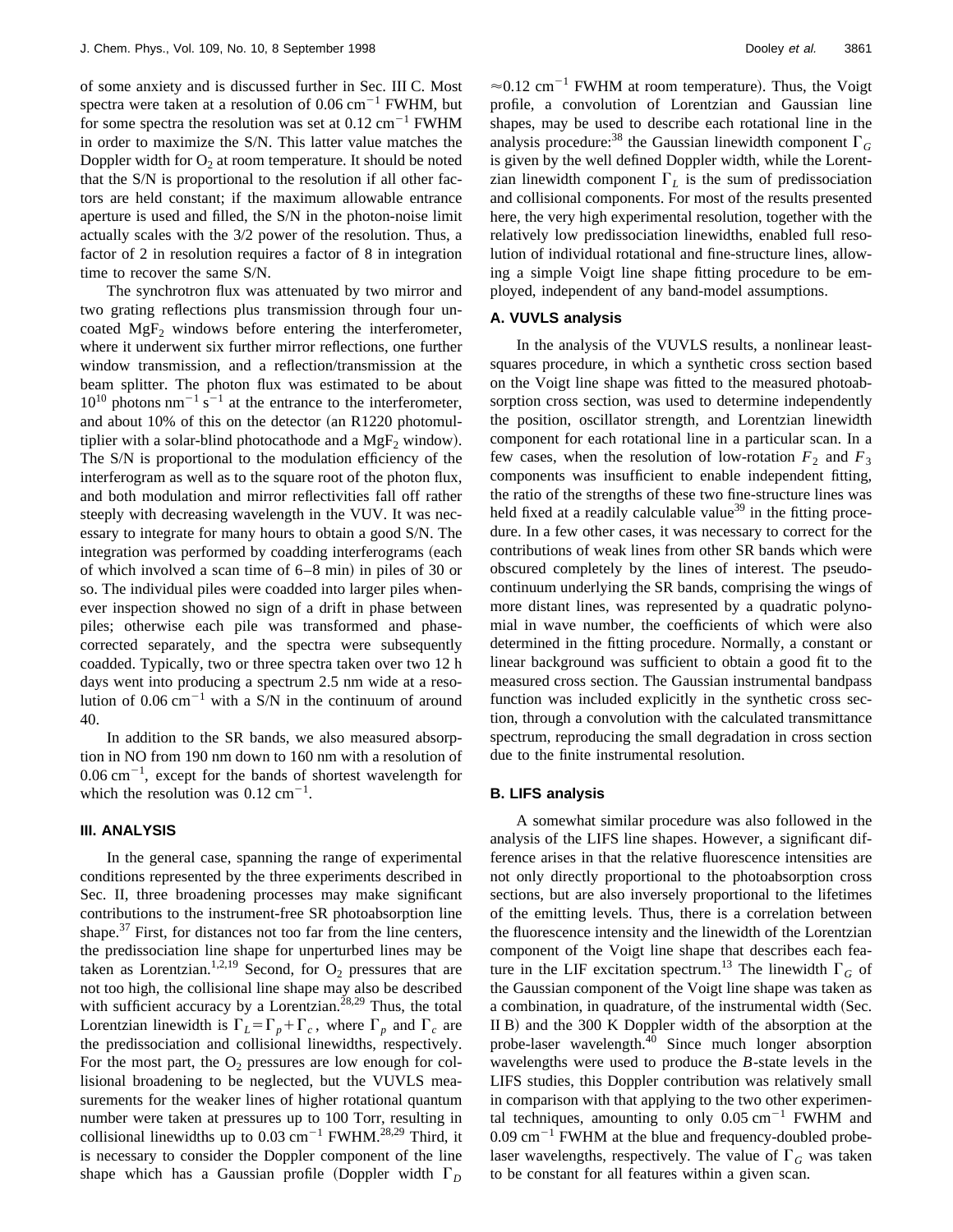of some anxiety and is discussed further in Sec. III C. Most spectra were taken at a resolution of 0.06 $cm^{-1}$ FWHM, but for some spectra the resolution was set at 0.12 $cm^{-1}$ FWHM in order to maximize the S/N. This latter value matches the Doppler width for $O_2$ at room temperature. It should be noted that the S/N is proportional to the resolution if all other factors are held constant; if the maximum allowable entrance aperture is used and filled, the S/N in the photon-noise limit actually scales with the 3/2 power of the resolution. Thus, a factor of 2 in resolution requires a factor of 8 in integration time to recover the same S/N.

The synchrotron flux was attenuated by two mirror and two grating reflections plus transmission through four uncoated $MgF_2$ windows before entering the interferometer, where it underwent six further mirror reflections, one further window transmission, and a reflection/transmission at the beam splitter. The photon flux was estimated to be about $10^{10}$ photons $nm^{-1}\,s^{-1}$ at the entrance to the interferometer, and about 10% of this on the detector (an R1220 photomultiplier with a solar-blind photocathode and a $MgF_2$ window). The S/N is proportional to the modulation efficiency of the interferogram as well as to the square root of the photon flux, and both modulation and mirror reflectivities fall off rather steeply with decreasing wavelength in the VUV. It was necessary to integrate for many hours to obtain a good S/N. The integration was performed by coadding interferograms (each of which involved a scan time of 6–8 min) in piles of 30 or so. The individual piles were coadded into larger piles whenever inspection showed no sign of a drift in phase between piles; otherwise each pile was transformed and phase-corrected separately, and the spectra were subsequently coadded. Typically, two or three spectra taken over two 12 h days went into producing a spectrum 2.5 nm wide at a resolution of 0.06 $cm^{-1}$ with a S/N in the continuum of around 40.

In addition to the SR bands, we also measured absorption in NO from 190 nm down to 160 nm with a resolution of 0.06 $cm^{-1}$, except for the bands of shortest wavelength for which the resolution was 0.12 $cm^{-1}$.

## III. ANALYSIS

In the general case, spanning the range of experimental conditions represented by the three experiments described in Sec. II, three broadening processes may make significant contributions to the instrument-free SR photoabsorption line shape.[37] First, for distances not too far from the line centers, the predissociation line shape for unperturbed lines may be taken as Lorentzian.[1,2,19] Second, for $O_2$ pressures that are not too high, the collisional line shape may also be described with sufficient accuracy by a Lorentzian.[28,29] Thus, the total Lorentzian linewidth is $\Gamma_L = \Gamma_p + \Gamma_c$, where $\Gamma_p$ and $\Gamma_c$ are the predissociation and collisional linewidths, respectively. For the most part, the $O_2$ pressures are low enough for collisional broadening to be neglected, but the VUVLS measurements for the weaker lines of higher rotational quantum number were taken at pressures up to 100 Torr, resulting in collisional linewidths up to 0.03 $cm^{-1}$ FWHM.[28,29] Third, it is necessary to consider the Doppler component of the line shape which has a Gaussian profile (Doppler width $\Gamma_D \approx 0.12$ $cm^{-1}$ FWHM at room temperature). Thus, the Voigt profile, a convolution of Lorentzian and Gaussian line shapes, may be used to describe each rotational line in the analysis procedure:[38] the Gaussian linewidth component $\Gamma_G$ is given by the well defined Doppler width, while the Lorentzian linewidth component $\Gamma_L$ is the sum of predissociation and collisional components. For most of the results presented here, the very high experimental resolution, together with the relatively low predissociation linewidths, enabled full resolution of individual rotational and fine-structure lines, allowing a simple Voigt line shape fitting procedure to be employed, independent of any band-model assumptions.

### A. VUVLS analysis

In the analysis of the VUVLS results, a nonlinear least-squares procedure, in which a synthetic cross section based on the Voigt line shape was fitted to the measured photoabsorption cross section, was used to determine independently the position, oscillator strength, and Lorentzian linewidth component for each rotational line in a particular scan. In a few cases, when the resolution of low-rotation $F_2$ and $F_3$ components was insufficient to enable independent fitting, the ratio of the strengths of these two fine-structure lines was held fixed at a readily calculable value[39] in the fitting procedure. In a few other cases, it was necessary to correct for the contributions of weak lines from other SR bands which were obscured completely by the lines of interest. The pseudo-continuum underlying the SR bands, comprising the wings of more distant lines, was represented by a quadratic polynomial in wave number, the coefficients of which were also determined in the fitting procedure. Normally, a constant or linear background was sufficient to obtain a good fit to the measured cross section. The Gaussian instrumental bandpass function was included explicitly in the synthetic cross section, through a convolution with the calculated transmittance spectrum, reproducing the small degradation in cross section due to the finite instrumental resolution.

### B. LIFS analysis

A somewhat similar procedure was also followed in the analysis of the LIFS line shapes. However, a significant difference arises in that the relative fluorescence intensities are not only directly proportional to the photoabsorption cross sections, but are also inversely proportional to the lifetimes of the emitting levels. Thus, there is a correlation between the fluorescence intensity and the linewidth of the Lorentzian component of the Voigt line shape that describes each feature in the LIF excitation spectrum.[13] The linewidth $\Gamma_G$ of the Gaussian component of the Voigt line shape was taken as a combination, in quadrature, of the instrumental width (Sec. II B) and the 300 K Doppler width of the absorption at the probe-laser wavelength.[40] Since much longer absorption wavelengths were used to produce the *B*-state levels in the LIFS studies, this Doppler contribution was relatively small in comparison with that applying to the two other experimental techniques, amounting to only 0.05 $cm^{-1}$ FWHM and 0.09 $cm^{-1}$ FWHM at the blue and frequency-doubled probe-laser wavelengths, respectively. The value of $\Gamma_G$ was taken to be constant for all features within a given scan.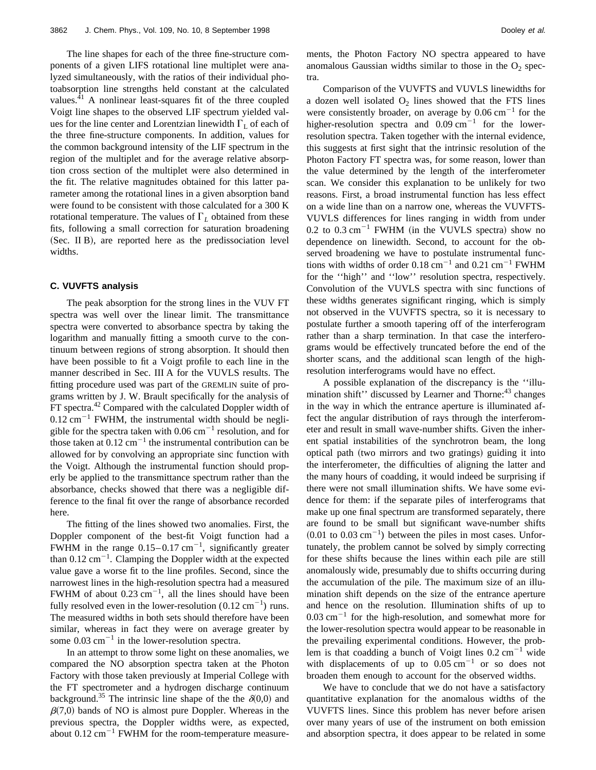The line shapes for each of the three fine-structure components of a given LIFS rotational line multiplet were analyzed simultaneously, with the ratios of their individual photoabsorption line strengths held constant at the calculated values.[41] A nonlinear least-squares fit of the three coupled Voigt line shapes to the observed LIF spectrum yielded values for the line center and Lorentzian linewidth $\Gamma_L$ of each of the three fine-structure components. In addition, values for the common background intensity of the LIF spectrum in the region of the multiplet and for the average relative absorption cross section of the multiplet were also determined in the fit. The relative magnitudes obtained for this latter parameter among the rotational lines in a given absorption band were found to be consistent with those calculated for a 300 K rotational temperature. The values of $\Gamma_L$ obtained from these fits, following a small correction for saturation broadening (Sec. II B), are reported here as the predissociation level widths.

### C. VUVFTS analysis

The peak absorption for the strong lines in the VUV FT spectra was well over the linear limit. The transmittance spectra were converted to absorbance spectra by taking the logarithm and manually fitting a smooth curve to the continuum between regions of strong absorption. It should then have been possible to fit a Voigt profile to each line in the manner described in Sec. III A for the VUVLS results. The fitting procedure used was part of the GREMLIN suite of programs written by J. W. Brault specifically for the analysis of FT spectra.[42] Compared with the calculated Doppler width of $0.12\ \text{cm}^{-1}$ FWHM, the instrumental width should be negligible for the spectra taken with $0.06\ \text{cm}^{-1}$ resolution, and for those taken at $0.12\ \text{cm}^{-1}$ the instrumental contribution can be allowed for by convolving an appropriate sinc function with the Voigt. Although the instrumental function should properly be applied to the transmittance spectrum rather than the absorbance, checks showed that there was a negligible difference to the final fit over the range of absorbance recorded here.

The fitting of the lines showed two anomalies. First, the Doppler component of the best-fit Voigt function had a FWHM in the range $0.15$–$0.17\ \text{cm}^{-1}$, significantly greater than $0.12\ \text{cm}^{-1}$. Clamping the Doppler width at the expected value gave a worse fit to the line profiles. Second, since the narrowest lines in the high-resolution spectra had a measured FWHM of about $0.23\ \text{cm}^{-1}$, all the lines should have been fully resolved even in the lower-resolution ($0.12\ \text{cm}^{-1}$) runs. The measured widths in both sets should therefore have been similar, whereas in fact they were on average greater by some $0.03\ \text{cm}^{-1}$ in the lower-resolution spectra.

In an attempt to throw some light on these anomalies, we compared the NO absorption spectra taken at the Photon Factory with those taken previously at Imperial College with the FT spectrometer and a hydrogen discharge continuum background.[35] The intrinsic line shape of the the $\delta(0,0)$ and $\beta(7,0)$ bands of NO is almost pure Doppler. Whereas in the previous spectra, the Doppler widths were, as expected, about $0.12\ \text{cm}^{-1}$ FWHM for the room-temperature measurements, the Photon Factory NO spectra appeared to have anomalous Gaussian widths similar to those in the $O_2$ spectra.

Comparison of the VUVFTS and VUVLS linewidths for a dozen well isolated $O_2$ lines showed that the FTS lines were consistently broader, on average by $0.06\ \text{cm}^{-1}$ for the higher-resolution spectra and $0.09\ \text{cm}^{-1}$ for the lower-resolution spectra. Taken together with the internal evidence, this suggests at first sight that the intrinsic resolution of the Photon Factory FT spectra was, for some reason, lower than the value determined by the length of the interferometer scan. We consider this explanation to be unlikely for two reasons. First, a broad instrumental function has less effect on a wide line than on a narrow one, whereas the VUVFTS-VUVLS differences for lines ranging in width from under $0.2$ to $0.3\ \text{cm}^{-1}$ FWHM (in the VUVLS spectra) show no dependence on linewidth. Second, to account for the observed broadening we have to postulate instrumental functions with widths of order $0.18\ \text{cm}^{-1}$ and $0.21\ \text{cm}^{-1}$ FWHM for the ''high'' and ''low'' resolution spectra, respectively. Convolution of the VUVLS spectra with sinc functions of these widths generates significant ringing, which is simply not observed in the VUVFTS spectra, so it is necessary to postulate further a smooth tapering off of the interferogram rather than a sharp termination. In that case the interferograms would be effectively truncated before the end of the shorter scans, and the additional scan length of the high-resolution interferograms would have no effect.

A possible explanation of the discrepancy is the ''illumination shift'' discussed by Learner and Thorne:[43] changes in the way in which the entrance aperture is illuminated affect the angular distribution of rays through the interferometer and result in small wave-number shifts. Given the inherent spatial instabilities of the synchrotron beam, the long optical path (two mirrors and two gratings) guiding it into the interferometer, the difficulties of aligning the latter and the many hours of coadding, it would indeed be surprising if there were not small illumination shifts. We have some evidence for them: if the separate piles of interferograms that make up one final spectrum are transformed separately, there are found to be small but significant wave-number shifts ($0.01$ to $0.03\ \text{cm}^{-1}$) between the piles in most cases. Unfortunately, the problem cannot be solved by simply correcting for these shifts because the lines within each pile are still anomalously wide, presumably due to shifts occurring during the accumulation of the pile. The maximum size of an illumination shift depends on the size of the entrance aperture and hence on the resolution. Illumination shifts of up to $0.03\ \text{cm}^{-1}$ for the high-resolution, and somewhat more for the lower-resolution spectra would appear to be reasonable in the prevailing experimental conditions. However, the problem is that coadding a bunch of Voigt lines $0.2\ \text{cm}^{-1}$ wide with displacements of up to $0.05\ \text{cm}^{-1}$ or so does not broaden them enough to account for the observed widths.

We have to conclude that we do not have a satisfactory quantitative explanation for the anomalous widths of the VUVFTS lines. Since this problem has never before arisen over many years of use of the instrument on both emission and absorption spectra, it does appear to be related in some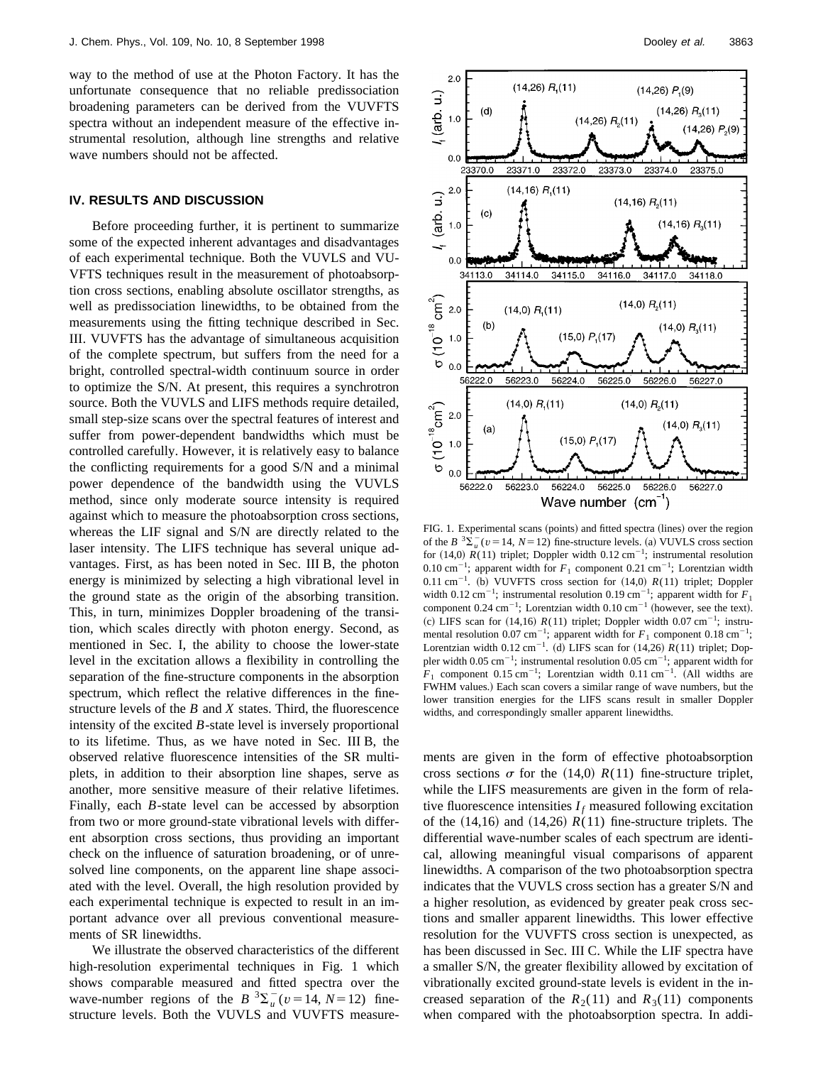way to the method of use at the Photon Factory. It has the unfortunate consequence that no reliable predissociation broadening parameters can be derived from the VUVFTS spectra without an independent measure of the effective instrumental resolution, although line strengths and relative wave numbers should not be affected.

## IV. RESULTS AND DISCUSSION

Before proceeding further, it is pertinent to summarize some of the expected inherent advantages and disadvantages of each experimental technique. Both the VUVLS and VUVFTS techniques result in the measurement of photoabsorption cross sections, enabling absolute oscillator strengths, as well as predissociation linewidths, to be obtained from the measurements using the fitting technique described in Sec. III. VUVFTS has the advantage of simultaneous acquisition of the complete spectrum, but suffers from the need for a bright, controlled spectral-width continuum source in order to optimize the S/N. At present, this requires a synchrotron source. Both the VUVLS and LIFS methods require detailed, small step-size scans over the spectral features of interest and suffer from power-dependent bandwidths which must be controlled carefully. However, it is relatively easy to balance the conflicting requirements for a good S/N and a minimal power dependence of the bandwidth using the VUVLS method, since only moderate source intensity is required against which to measure the photoabsorption cross sections, whereas the LIF signal and S/N are directly related to the laser intensity. The LIFS technique has several unique advantages. First, as has been noted in Sec. III B, the photon energy is minimized by selecting a high vibrational level in the ground state as the origin of the absorbing transition. This, in turn, minimizes Doppler broadening of the transition, which scales directly with photon energy. Second, as mentioned in Sec. I, the ability to choose the lower-state level in the excitation allows a flexibility in controlling the separation of the fine-structure components in the absorption spectrum, which reflect the relative differences in the fine-structure levels of the $B$ and $X$ states. Third, the fluorescence intensity of the excited $B$-state level is inversely proportional to its lifetime. Thus, as we have noted in Sec. III B, the observed relative fluorescence intensities of the SR multiplets, in addition to their absorption line shapes, serve as another, more sensitive measure of their relative lifetimes. Finally, each $B$-state level can be accessed by absorption from two or more ground-state vibrational levels with different absorption cross sections, thus providing an important check on the influence of saturation broadening, or of unresolved line components, on the apparent line shape associated with the level. Overall, the high resolution provided by each experimental technique is expected to result in an important advance over all previous conventional measurements of SR linewidths.

We illustrate the observed characteristics of the different high-resolution experimental techniques in Fig. 1 which shows comparable measured and fitted spectra over the wave-number regions of the $B\ ^3\Sigma_u^-(v=14,\ N=12)$ fine-structure levels. Both the VUVLS and VUVFTS measurements are given in the form of effective photoabsorption cross sections $\sigma$ for the (14,0) $R(11)$ fine-structure triplet, while the LIFS measurements are given in the form of relative fluorescence intensities $I_f$ measured following excitation of the (14,16) and (14,26) $R(11)$ fine-structure triplets. The differential wave-number scales of each spectrum are identical, allowing meaningful visual comparisons of apparent linewidths. A comparison of the two photoabsorption spectra indicates that the VUVLS cross section has a greater S/N and a higher resolution, as evidenced by greater peak cross sections and smaller apparent linewidths. This lower effective resolution for the VUVFTS cross section is unexpected, as has been discussed in Sec. III C. While the LIF spectra have a smaller S/N, the greater flexibility allowed by excitation of vibrationally excited ground-state levels is evident in the increased separation of the $R_2(11)$ and $R_3(11)$ components when compared with the photoabsorption spectra. In addi-

(d)
(14,26) $R_1(11)$
(14,26) $P_1(9)$
(14,26) $R_2(11)$
(14,26) $R_3(11)$
(14,26) $P_2(9)$
$I_f$ (arb. u.)
2.0
1.0
0.0
23370.0 23371.0 23372.0 23373.0 23374.0 23375.0

(c)
(14,16) $R_1(11)$
(14,16) $R_2(11)$
(14,16) $R_3(11)$
$I_f$ (arb. u.)
2.0
1.0
0.0
34113.0 34114.0 34115.0 34116.0 34117.0 34118.0

(b)
(14,0) $R_1(11)$
(14,0) $R_2(11)$
(15,0) $P_1(17)$
(14,0) $R_3(11)$
σ ($10^{-18}$ cm$^2$)
2.0
1.0
0.0
56222.0 56223.0 56224.0 56225.0 56226.0 56227.0

(a)
(14,0) $R_1(11)$
(14,0) $R_2(11)$
(15,0) $P_1(17)$
(14,0) $R_3(11)$
σ ($10^{-18}$ cm$^2$)
2.0
1.0
0.0
56222.0 56223.0 56224.0 56225.0 56226.0 56227.0
Wave number (cm$^{-1}$)

FIG. 1. Experimental scans (points) and fitted spectra (lines) over the region of the $B\ ^3\Sigma_u^-(v=14,\ N=12)$ fine-structure levels. (a) VUVLS cross section for (14,0) $R(11)$ triplet; Doppler width 0.12 cm$^{-1}$; instrumental resolution 0.10 cm$^{-1}$; apparent width for $F_1$ component 0.21 cm$^{-1}$; Lorentzian width 0.11 cm$^{-1}$. (b) VUVFTS cross section for (14,0) $R(11)$ triplet; Doppler width 0.12 cm$^{-1}$; instrumental resolution 0.19 cm$^{-1}$; apparent width for $F_1$ component 0.24 cm$^{-1}$; Lorentzian width 0.10 cm$^{-1}$ (however, see the text). (c) LIFS scan for (14,16) $R(11)$ triplet; Doppler width 0.07 cm$^{-1}$; instrumental resolution 0.07 cm$^{-1}$; apparent width for $F_1$ component 0.18 cm$^{-1}$; Lorentzian width 0.12 cm$^{-1}$. (d) LIFS scan for (14,26) $R(11)$ triplet; Doppler width 0.05 cm$^{-1}$; instrumental resolution 0.05 cm$^{-1}$; apparent width for $F_1$ component 0.15 cm$^{-1}$; Lorentzian width 0.11 cm$^{-1}$. (All widths are FWHM values.) Each scan covers a similar range of wave numbers, but the lower transition energies for the LIFS scans result in smaller Doppler widths, and correspondingly smaller apparent linewidths.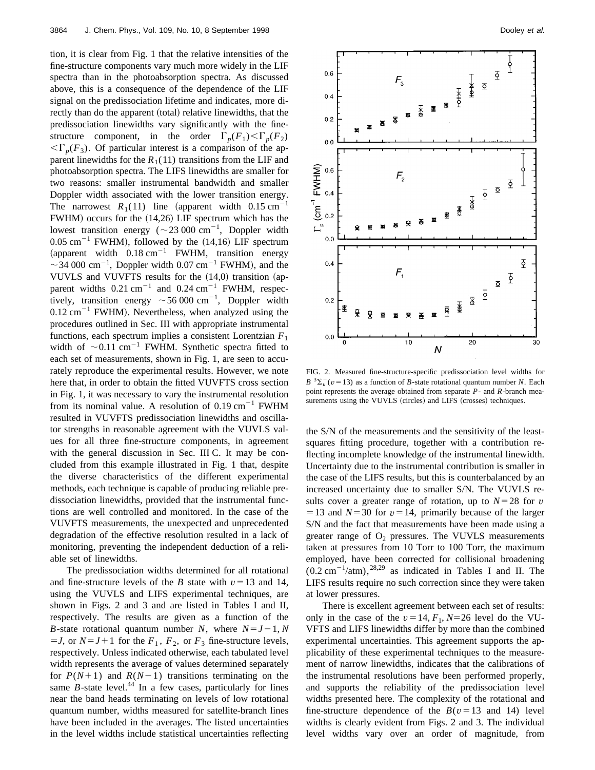tion, it is clear from Fig. 1 that the relative intensities of the fine-structure components vary much more widely in the LIF spectra than in the photoabsorption spectra. As discussed above, this is a consequence of the dependence of the LIF signal on the predissociation lifetime and indicates, more directly than do the apparent (total) relative linewidths, that the predissociation linewidths vary significantly with the fine-structure component, in the order $\Gamma_p(F_1) < \Gamma_p(F_2) < \Gamma_p(F_3)$. Of particular interest is a comparison of the apparent linewidths for the $R_1(11)$ transitions from the LIF and photoabsorption spectra. The LIFS linewidths are smaller for two reasons: smaller instrumental bandwidth and smaller Doppler width associated with the lower transition energy. The narrowest $R_1(11)$ line (apparent width $0.15\ \mathrm{cm}^{-1}$ FWHM) occurs for the (14,26) LIF spectrum which has the lowest transition energy ($\sim 23\,000\ \mathrm{cm}^{-1}$, Doppler width $0.05\ \mathrm{cm}^{-1}$ FWHM), followed by the (14,16) LIF spectrum (apparent width $0.18\ \mathrm{cm}^{-1}$ FWHM, transition energy $\sim 34\,000\ \mathrm{cm}^{-1}$, Doppler width $0.07\ \mathrm{cm}^{-1}$ FWHM), and the VUVLS and VUVFTS results for the (14,0) transition (apparent widths $0.21\ \mathrm{cm}^{-1}$ and $0.24\ \mathrm{cm}^{-1}$ FWHM, respectively, transition energy $\sim 56\,000\ \mathrm{cm}^{-1}$, Doppler width $0.12\ \mathrm{cm}^{-1}$ FWHM). Nevertheless, when analyzed using the procedures outlined in Sec. III with appropriate instrumental functions, each spectrum implies a consistent Lorentzian $F_1$ width of $\sim 0.11\ \mathrm{cm}^{-1}$ FWHM. Synthetic spectra fitted to each set of measurements, shown in Fig. 1, are seen to accurately reproduce the experimental results. However, we note here that, in order to obtain the fitted VUVFTS cross section in Fig. 1, it was necessary to vary the instrumental resolution from its nominal value. A resolution of $0.19\ \mathrm{cm}^{-1}$ FWHM resulted in VUVFTS predissociation linewidths and oscillator strengths in reasonable agreement with the VUVLS values for all three fine-structure components, in agreement with the general discussion in Sec. III C. It may be concluded from this example illustrated in Fig. 1 that, despite the diverse characteristics of the different experimental methods, each technique is capable of producing reliable predissociation linewidths, provided that the instrumental functions are well controlled and monitored. In the case of the VUVFTS measurements, the unexpected and unprecedented degradation of the effective resolution resulted in a lack of monitoring, preventing the independent deduction of a reliable set of linewidths.

The predissociation widths determined for all rotational and fine-structure levels of the $B$ state with $v=13$ and 14, using the VUVLS and LIFS experimental techniques, are shown in Figs. 2 and 3 and are listed in Tables I and II, respectively. The results are given as a function of the $B$-state rotational quantum number $N$, where $N=J-1$, $N=J$, or $N=J+1$ for the $F_1$, $F_2$, or $F_3$ fine-structure levels, respectively. Unless indicated otherwise, each tabulated level width represents the average of values determined separately for $P(N+1)$ and $R(N-1)$ transitions terminating on the same $B$-state level.[44] In a few cases, particularly for lines near the band heads terminating on levels of low rotational quantum number, widths measured for satellite-branch lines have been included in the averages. The listed uncertainties in the level widths include statistical uncertainties reflecting

FIG. 2. Measured fine-structure-specific predissociation level widths for $B\ ^3\Sigma_u^-(v=13)$ as a function of $B$-state rotational quantum number $N$. Each point represents the average obtained from separate $P$- and $R$-branch measurements using the VUVLS (circles) and LIFS (crosses) techniques.

the S/N of the measurements and the sensitivity of the least-squares fitting procedure, together with a contribution reflecting incomplete knowledge of the instrumental linewidth. Uncertainty due to the instrumental contribution is smaller in the case of the LIFS results, but this is counterbalanced by an increased uncertainty due to smaller S/N. The VUVLS results cover a greater range of rotation, up to $N=28$ for $v=13$ and $N=30$ for $v=14$, primarily because of the larger S/N and the fact that measurements have been made using a greater range of $O_2$ pressures. The VUVLS measurements taken at pressures from 10 Torr to 100 Torr, the maximum employed, have been corrected for collisional broadening ($0.2\ \mathrm{cm}^{-1}$/atm),[28,29] as indicated in Tables I and II. The LIFS results require no such correction since they were taken at lower pressures.

There is excellent agreement between each set of results: only in the case of the $v=14$, $F_1$, $N=26$ level do the VUVFTS and LIFS linewidths differ by more than the combined experimental uncertainties. This agreement supports the applicability of these experimental techniques to the measurement of narrow linewidths, indicates that the calibrations of the instrumental resolutions have been performed properly, and supports the reliability of the predissociation level widths presented here. The complexity of the rotational and fine-structure dependence of the $B(v=13$ and $14)$ level widths is clearly evident from Figs. 2 and 3. The individual level widths vary over an order of magnitude, from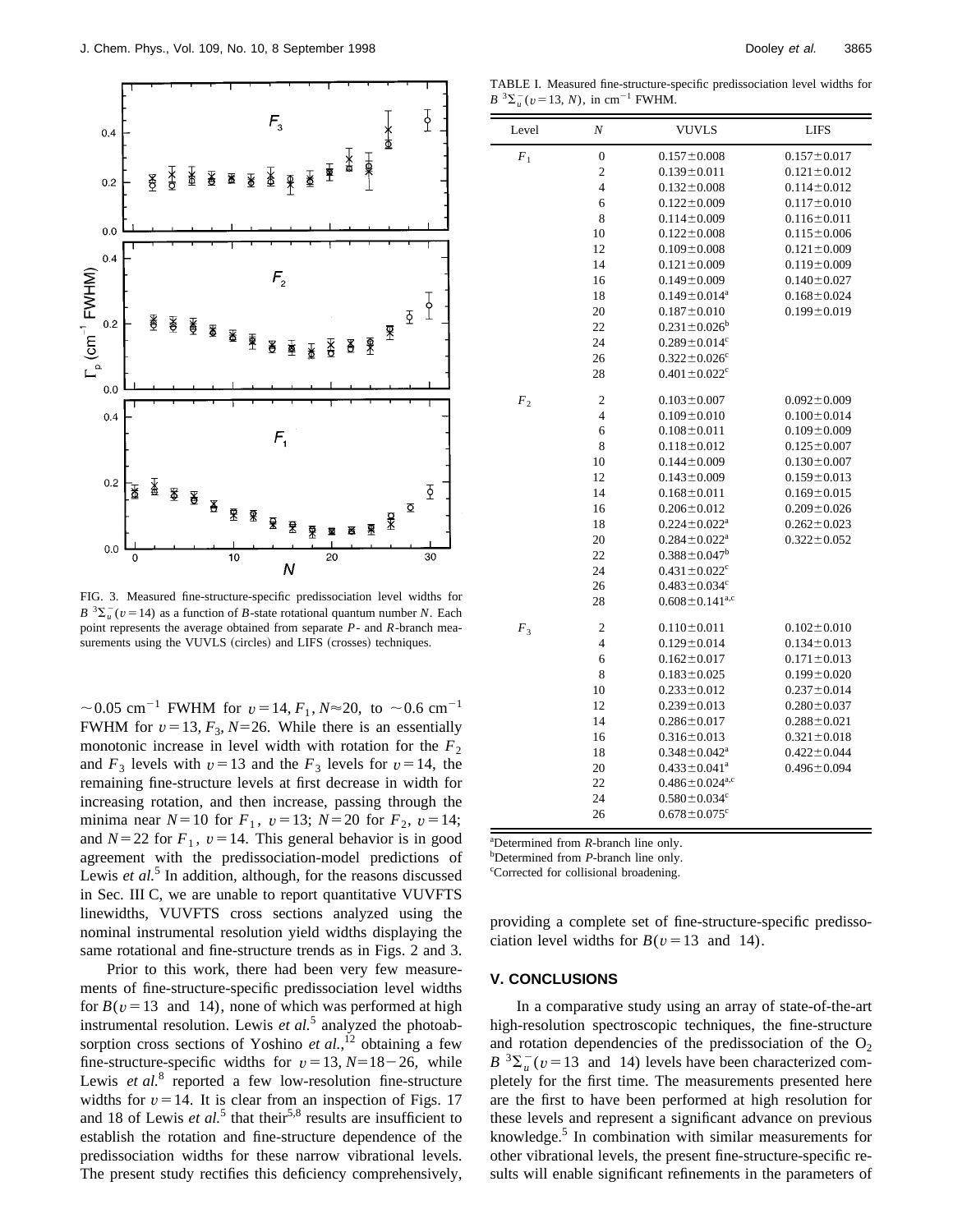FIG. 3. Measured fine-structure-specific predissociation level widths for $B\ ^3\Sigma_u^-(v=14)$ as a function of $B$-state rotational quantum number $N$. Each point represents the average obtained from separate $P$- and $R$-branch measurements using the VUVLS (circles) and LIFS (crosses) techniques.

$\sim 0.05\ \text{cm}^{-1}$ FWHM for $v=14$, $F_1$, $N\approx 20$, to $\sim 0.6\ \text{cm}^{-1}$ FWHM for $v=13$, $F_3$, $N=26$. While there is an essentially monotonic increase in level width with rotation for the $F_2$ and $F_3$ levels with $v=13$ and the $F_3$ levels for $v=14$, the remaining fine-structure levels at first decrease in width for increasing rotation, and then increase, passing through the minima near $N=10$ for $F_1$, $v=13$; $N=20$ for $F_2$, $v=14$; and $N=22$ for $F_1$, $v=14$. This general behavior is in good agreement with the predissociation-model predictions of Lewis *et al.*[5] In addition, although, for the reasons discussed in Sec. III C, we are unable to report quantitative VUVFTS linewidths, VUVFTS cross sections analyzed using the nominal instrumental resolution yield widths displaying the same rotational and fine-structure trends as in Figs. 2 and 3.

Prior to this work, there had been very few measurements of fine-structure-specific predissociation level widths for $B(v=13$ and $14)$, none of which was performed at high instrumental resolution. Lewis *et al.*[5] analyzed the photoabsorption cross sections of Yoshino *et al.*,[12] obtaining a few fine-structure-specific widths for $v=13$, $N=18-26$, while Lewis *et al.*[8] reported a few low-resolution fine-structure widths for $v=14$. It is clear from an inspection of Figs. 17 and 18 of Lewis *et al.*[5] that their[5,8] results are insufficient to establish the rotation and fine-structure dependence of the predissociation widths for these narrow vibrational levels. The present study rectifies this deficiency comprehensively, providing a complete set of fine-structure-specific predissociation level widths for $B(v=13$ and $14)$.

TABLE I. Measured fine-structure-specific predissociation level widths for $B\ ^3\Sigma_u^-(v=13, N)$, in $\text{cm}^{-1}$ FWHM.

| Level | $N$ | VUVLS | LIFS |
|---|---|---|---|
| $F_1$ | 0 | 0.157±0.008 | 0.157±0.017 |
| | 2 | 0.139±0.011 | 0.121±0.012 |
| | 4 | 0.132±0.008 | 0.114±0.012 |
| | 6 | 0.122±0.009 | 0.117±0.010 |
| | 8 | 0.114±0.009 | 0.116±0.011 |
| | 10 | 0.122±0.008 | 0.115±0.006 |
| | 12 | 0.109±0.008 | 0.121±0.009 |
| | 14 | 0.121±0.009 | 0.119±0.009 |
| | 16 | 0.149±0.009 | 0.140±0.027 |
| | 18 | 0.149±0.014[a] | 0.168±0.024 |
| | 20 | 0.187±0.010 | 0.199±0.019 |
| | 22 | 0.231±0.026[b] | |
| | 24 | 0.289±0.014[c] | |
| | 26 | 0.322±0.026[c] | |
| | 28 | 0.401±0.022[c] | |
| $F_2$ | 2 | 0.103±0.007 | 0.092±0.009 |
| | 4 | 0.109±0.010 | 0.100±0.014 |
| | 6 | 0.108±0.011 | 0.109±0.009 |
| | 8 | 0.118±0.012 | 0.125±0.007 |
| | 10 | 0.144±0.009 | 0.130±0.007 |
| | 12 | 0.143±0.009 | 0.159±0.013 |
| | 14 | 0.168±0.011 | 0.169±0.015 |
| | 16 | 0.206±0.012 | 0.209±0.026 |
| | 18 | 0.224±0.022[a] | 0.262±0.023 |
| | 20 | 0.284±0.022[a] | 0.322±0.052 |
| | 22 | 0.388±0.047[b] | |
| | 24 | 0.431±0.022[c] | |
| | 26 | 0.483±0.034[c] | |
| | 28 | 0.608±0.141[a,c] | |
| $F_3$ | 2 | 0.110±0.011 | 0.102±0.010 |
| | 4 | 0.129±0.014 | 0.134±0.013 |
| | 6 | 0.162±0.017 | 0.171±0.013 |
| | 8 | 0.183±0.025 | 0.199±0.020 |
| | 10 | 0.233±0.012 | 0.237±0.014 |
| | 12 | 0.239±0.013 | 0.280±0.037 |
| | 14 | 0.286±0.017 | 0.288±0.021 |
| | 16 | 0.316±0.013 | 0.321±0.018 |
| | 18 | 0.348±0.042[a] | 0.422±0.044 |
| | 20 | 0.433±0.041[a] | 0.496±0.094 |
| | 22 | 0.486±0.024[a,c] | |
| | 24 | 0.580±0.034[c] | |
| | 26 | 0.678±0.075[c] | |

[a]Determined from $R$-branch line only.
[b]Determined from $P$-branch line only.
[c]Corrected for collisional broadening.

## V. CONCLUSIONS

In a comparative study using an array of state-of-the-art high-resolution spectroscopic techniques, the fine-structure and rotation dependencies of the predissociation of the $O_2$ $B\ ^3\Sigma_u^-(v=13$ and $14)$ levels have been characterized completely for the first time. The measurements presented here are the first to have been performed at high resolution for these levels and represent a significant advance on previous knowledge.[5] In combination with similar measurements for other vibrational levels, the present fine-structure-specific results will enable significant refinements in the parameters of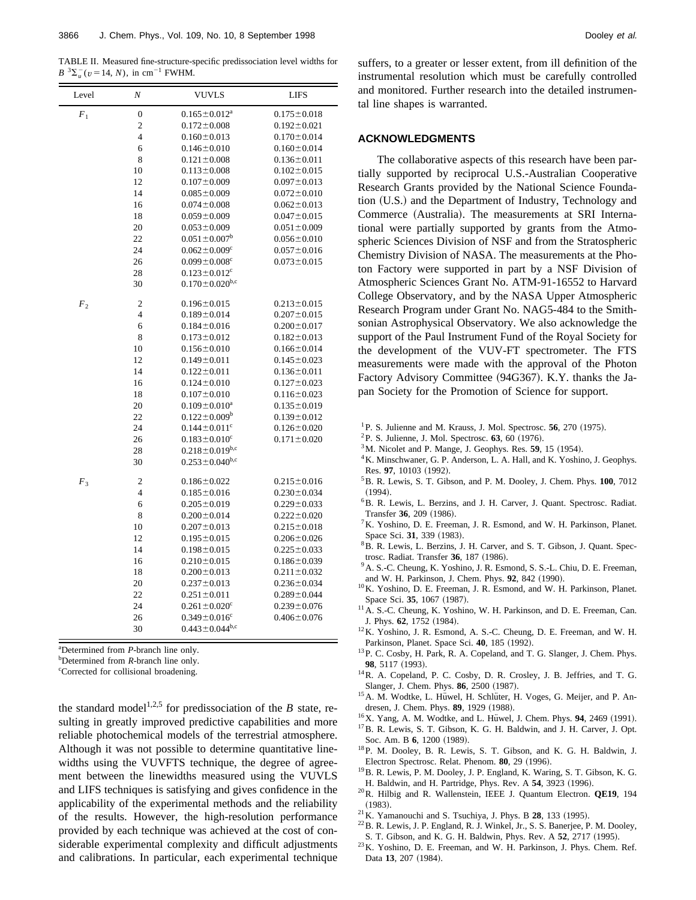TABLE II. Measured fine-structure-specific predissociation level widths for $B\ ^3\Sigma_u^-(v=14, N)$, in $cm^{-1}$ FWHM.

| Level | $N$ | VUVLS | LIFS |
|---|---|---|---|
| $F_1$ | 0 | $0.165 \pm 0.012$[a] | $0.175 \pm 0.018$ |
| | 2 | $0.172 \pm 0.008$ | $0.192 \pm 0.021$ |
| | 4 | $0.160 \pm 0.013$ | $0.170 \pm 0.014$ |
| | 6 | $0.146 \pm 0.010$ | $0.160 \pm 0.014$ |
| | 8 | $0.121 \pm 0.008$ | $0.136 \pm 0.011$ |
| | 10 | $0.113 \pm 0.008$ | $0.102 \pm 0.015$ |
| | 12 | $0.107 \pm 0.009$ | $0.097 \pm 0.013$ |
| | 14 | $0.085 \pm 0.009$ | $0.072 \pm 0.010$ |
| | 16 | $0.074 \pm 0.008$ | $0.062 \pm 0.013$ |
| | 18 | $0.059 \pm 0.009$ | $0.047 \pm 0.015$ |
| | 20 | $0.053 \pm 0.009$ | $0.051 \pm 0.009$ |
| | 22 | $0.051 \pm 0.007$[b] | $0.056 \pm 0.010$ |
| | 24 | $0.062 \pm 0.009$[c] | $0.057 \pm 0.016$ |
| | 26 | $0.099 \pm 0.008$[c] | $0.073 \pm 0.015$ |
| | 28 | $0.123 \pm 0.012$[c] | |
| | 30 | $0.170 \pm 0.020$[b,c] | |
| $F_2$ | 2 | $0.196 \pm 0.015$ | $0.213 \pm 0.015$ |
| | 4 | $0.189 \pm 0.014$ | $0.207 \pm 0.015$ |
| | 6 | $0.184 \pm 0.016$ | $0.200 \pm 0.017$ |
| | 8 | $0.173 \pm 0.012$ | $0.182 \pm 0.013$ |
| | 10 | $0.156 \pm 0.010$ | $0.166 \pm 0.014$ |
| | 12 | $0.149 \pm 0.011$ | $0.145 \pm 0.023$ |
| | 14 | $0.122 \pm 0.011$ | $0.136 \pm 0.011$ |
| | 16 | $0.124 \pm 0.010$ | $0.127 \pm 0.023$ |
| | 18 | $0.107 \pm 0.010$ | $0.116 \pm 0.023$ |
| | 20 | $0.109 \pm 0.010$[a] | $0.135 \pm 0.019$ |
| | 22 | $0.122 \pm 0.009$[b] | $0.139 \pm 0.012$ |
| | 24 | $0.144 \pm 0.011$[c] | $0.126 \pm 0.020$ |
| | 26 | $0.183 \pm 0.010$[c] | $0.171 \pm 0.020$ |
| | 28 | $0.218 \pm 0.019$[b,c] | |
| | 30 | $0.253 \pm 0.040$[b,c] | |
| $F_3$ | 2 | $0.186 \pm 0.022$ | $0.215 \pm 0.016$ |
| | 4 | $0.185 \pm 0.016$ | $0.230 \pm 0.034$ |
| | 6 | $0.205 \pm 0.019$ | $0.229 \pm 0.033$ |
| | 8 | $0.200 \pm 0.014$ | $0.222 \pm 0.020$ |
| | 10 | $0.207 \pm 0.013$ | $0.215 \pm 0.018$ |
| | 12 | $0.195 \pm 0.015$ | $0.206 \pm 0.026$ |
| | 14 | $0.198 \pm 0.015$ | $0.225 \pm 0.033$ |
| | 16 | $0.210 \pm 0.015$ | $0.186 \pm 0.039$ |
| | 18 | $0.200 \pm 0.013$ | $0.211 \pm 0.032$ |
| | 20 | $0.237 \pm 0.013$ | $0.236 \pm 0.034$ |
| | 22 | $0.251 \pm 0.011$ | $0.289 \pm 0.044$ |
| | 24 | $0.261 \pm 0.020$[c] | $0.239 \pm 0.076$ |
| | 26 | $0.349 \pm 0.016$[c] | $0.406 \pm 0.076$ |
| | 30 | $0.443 \pm 0.044$[b,c] | |

[a]Determined from *P*-branch line only.
[b]Determined from *R*-branch line only.
[c]Corrected for collisional broadening.

the standard model[1,2,5] for predissociation of the *B* state, resulting in greatly improved predictive capabilities and more reliable photochemical models of the terrestrial atmosphere. Although it was not possible to determine quantitative linewidths using the VUVFTS technique, the degree of agreement between the linewidths measured using the VUVLS and LIFS techniques is satisfying and gives confidence in the applicability of the experimental methods and the reliability of the results. However, the high-resolution performance provided by each technique was achieved at the cost of considerable experimental complexity and difficult adjustments and calibrations. In particular, each experimental technique suffers, to a greater or lesser extent, from ill definition of the instrumental resolution which must be carefully controlled and monitored. Further research into the detailed instrumental line shapes is warranted.

## ACKNOWLEDGMENTS

The collaborative aspects of this research have been partially supported by reciprocal U.S.-Australian Cooperative Research Grants provided by the National Science Foundation (U.S.) and the Department of Industry, Technology and Commerce (Australia). The measurements at SRI International were partially supported by grants from the Atmospheric Sciences Division of NSF and from the Stratospheric Chemistry Division of NASA. The measurements at the Photon Factory were supported in part by a NSF Division of Atmospheric Sciences Grant No. ATM-91-16552 to Harvard College Observatory, and by the NASA Upper Atmospheric Research Program under Grant No. NAG5-484 to the Smithsonian Astrophysical Observatory. We also acknowledge the support of the Paul Instrument Fund of the Royal Society for the development of the VUV-FT spectrometer. The FTS measurements were made with the approval of the Photon Factory Advisory Committee (94G367). K.Y. thanks the Japan Society for the Promotion of Science for support.

[1] P. S. Julienne and M. Krauss, J. Mol. Spectrosc. **56**, 270 (1975).
[2] P. S. Julienne, J. Mol. Spectrosc. **63**, 60 (1976).
[3] M. Nicolet and P. Mange, J. Geophys. Res. **59**, 15 (1954).
[4] K. Minschwaner, G. P. Anderson, L. A. Hall, and K. Yoshino, J. Geophys. Res. **97**, 10103 (1992).
[5] B. R. Lewis, S. T. Gibson, and P. M. Dooley, J. Chem. Phys. **100**, 7012 (1994).
[6] B. R. Lewis, L. Berzins, and J. H. Carver, J. Quant. Spectrosc. Radiat. Transfer **36**, 209 (1986).
[7] K. Yoshino, D. E. Freeman, J. R. Esmond, and W. H. Parkinson, Planet. Space Sci. **31**, 339 (1983).
[8] B. R. Lewis, L. Berzins, J. H. Carver, and S. T. Gibson, J. Quant. Spectrosc. Radiat. Transfer **36**, 187 (1986).
[9] A. S.-C. Cheung, K. Yoshino, J. R. Esmond, S. S.-L. Chiu, D. E. Freeman, and W. H. Parkinson, J. Chem. Phys. **92**, 842 (1990).
[10] K. Yoshino, D. E. Freeman, J. R. Esmond, and W. H. Parkinson, Planet. Space Sci. **35**, 1067 (1987).
[11] A. S.-C. Cheung, K. Yoshino, W. H. Parkinson, and D. E. Freeman, Can. J. Phys. **62**, 1752 (1984).
[12] K. Yoshino, J. R. Esmond, A. S.-C. Cheung, D. E. Freeman, and W. H. Parkinson, Planet. Space Sci. **40**, 185 (1992).
[13] P. C. Cosby, H. Park, R. A. Copeland, and T. G. Slanger, J. Chem. Phys. **98**, 5117 (1993).
[14] R. A. Copeland, P. C. Cosby, D. R. Crosley, J. B. Jeffries, and T. G. Slanger, J. Chem. Phys. **86**, 2500 (1987).
[15] A. M. Wodtke, L. Hüwel, H. Schlüter, H. Voges, G. Meijer, and P. Andresen, J. Chem. Phys. **89**, 1929 (1988).
[16] X. Yang, A. M. Wodtke, and L. Hüwel, J. Chem. Phys. **94**, 2469 (1991).
[17] B. R. Lewis, S. T. Gibson, K. G. H. Baldwin, and J. H. Carver, J. Opt. Soc. Am. B **6**, 1200 (1989).
[18] P. M. Dooley, B. R. Lewis, S. T. Gibson, and K. G. H. Baldwin, J. Electron Spectrosc. Relat. Phenom. **80**, 29 (1996).
[19] B. R. Lewis, P. M. Dooley, J. P. England, K. Waring, S. T. Gibson, K. G. H. Baldwin, and H. Partridge, Phys. Rev. A **54**, 3923 (1996).
[20] R. Hilbig and R. Wallenstein, IEEE J. Quantum Electron. **QE19**, 194 (1983).
[21] K. Yamanouchi and S. Tsuchiya, J. Phys. B **28**, 133 (1995).
[22] B. R. Lewis, J. P. England, R. J. Winkel, Jr., S. S. Banerjee, P. M. Dooley, S. T. Gibson, and K. G. H. Baldwin, Phys. Rev. A **52**, 2717 (1995).
[23] K. Yoshino, D. E. Freeman, and W. H. Parkinson, J. Phys. Chem. Ref. Data **13**, 207 (1984).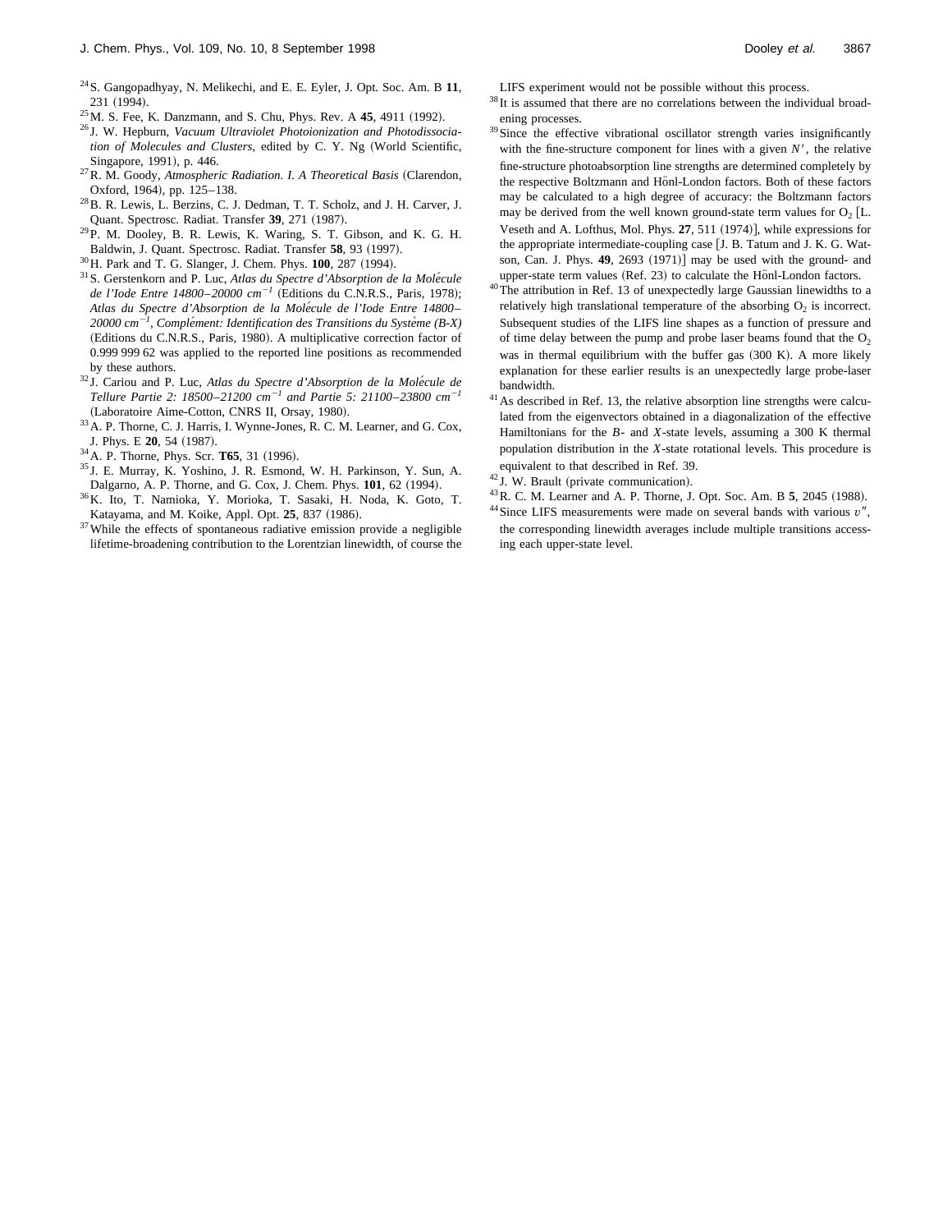[24] S. Gangopadhyay, N. Melikechi, and E. E. Eyler, J. Opt. Soc. Am. B **11**, 231 (1994).

[25] M. S. Fee, K. Danzmann, and S. Chu, Phys. Rev. A **45**, 4911 (1992).

[26] J. W. Hepburn, *Vacuum Ultraviolet Photoionization and Photodissociation of Molecules and Clusters*, edited by C. Y. Ng (World Scientific, Singapore, 1991), p. 446.

[27] R. M. Goody, *Atmospheric Radiation. I. A Theoretical Basis* (Clarendon, Oxford, 1964), pp. 125–138.

[28] B. R. Lewis, L. Berzins, C. J. Dedman, T. T. Scholz, and J. H. Carver, J. Quant. Spectrosc. Radiat. Transfer **39**, 271 (1987).

[29] P. M. Dooley, B. R. Lewis, K. Waring, S. T. Gibson, and K. G. H. Baldwin, J. Quant. Spectrosc. Radiat. Transfer **58**, 93 (1997).

[30] H. Park and T. G. Slanger, J. Chem. Phys. **100**, 287 (1994).

[31] S. Gerstenkorn and P. Luc, *Atlas du Spectre d'Absorption de la Molécule de l'Iode Entre 14800–20000 cm$^{-1}$* (Editions du C.N.R.S., Paris, 1978); *Atlas du Spectre d'Absorption de la Molécule de l'Iode Entre 14800–20000 cm$^{-1}$, Complément: Identification des Transitions du Système (B-X)* (Editions du C.N.R.S., Paris, 1980). A multiplicative correction factor of 0.999 999 62 was applied to the reported line positions as recommended by these authors.

[32] J. Cariou and P. Luc, *Atlas du Spectre d'Absorption de la Molécule de Tellure Partie 2: 18500–21200 cm$^{-1}$ and Partie 5: 21100–23800 cm$^{-1}$* (Laboratoire Aime-Cotton, CNRS II, Orsay, 1980).

[33] A. P. Thorne, C. J. Harris, I. Wynne-Jones, R. C. M. Learner, and G. Cox, J. Phys. E **20**, 54 (1987).

[34] A. P. Thorne, Phys. Scr. **T65**, 31 (1996).

[35] J. E. Murray, K. Yoshino, J. R. Esmond, W. H. Parkinson, Y. Sun, A. Dalgarno, A. P. Thorne, and G. Cox, J. Chem. Phys. **101**, 62 (1994).

[36] K. Ito, T. Namioka, Y. Morioka, T. Sasaki, H. Noda, K. Goto, T. Katayama, and M. Koike, Appl. Opt. **25**, 837 (1986).

[37] While the effects of spontaneous radiative emission provide a negligible lifetime-broadening contribution to the Lorentzian linewidth, of course the LIFS experiment would not be possible without this process.

[38] It is assumed that there are no correlations between the individual broadening processes.

[39] Since the effective vibrational oscillator strength varies insignificantly with the fine-structure component for lines with a given $N'$, the relative fine-structure photoabsorption line strengths are determined completely by the respective Boltzmann and Hönl-London factors. Both of these factors may be calculated to a high degree of accuracy: the Boltzmann factors may be derived from the well known ground-state term values for $O_2$ [L. Veseth and A. Lofthus, Mol. Phys. **27**, 511 (1974)], while expressions for the appropriate intermediate-coupling case [J. B. Tatum and J. K. G. Watson, Can. J. Phys. **49**, 2693 (1971)] may be used with the ground- and upper-state term values (Ref. 23) to calculate the Hönl-London factors.

[40] The attribution in Ref. 13 of unexpectedly large Gaussian linewidths to a relatively high translational temperature of the absorbing $O_2$ is incorrect. Subsequent studies of the LIFS line shapes as a function of pressure and of time delay between the pump and probe laser beams found that the $O_2$ was in thermal equilibrium with the buffer gas (300 K). A more likely explanation for these earlier results is an unexpectedly large probe-laser bandwidth.

[41] As described in Ref. 13, the relative absorption line strengths were calculated from the eigenvectors obtained in a diagonalization of the effective Hamiltonians for the *B*- and *X*-state levels, assuming a 300 K thermal population distribution in the *X*-state rotational levels. This procedure is equivalent to that described in Ref. 39.

[42] J. W. Brault (private communication).

[43] R. C. M. Learner and A. P. Thorne, J. Opt. Soc. Am. B **5**, 2045 (1988).

[44] Since LIFS measurements were made on several bands with various $v''$, the corresponding linewidth averages include multiple transitions accessing each upper-state level.